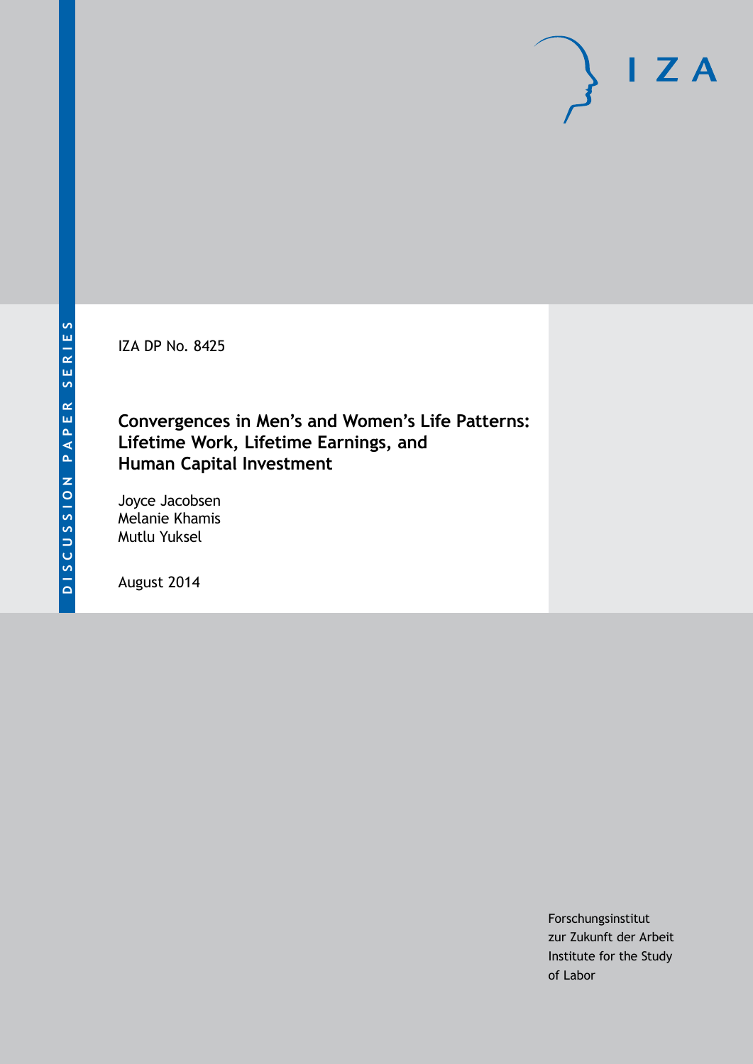DISCUSSION PAPER SERIES

IZA DP No. 8425

# Convergences in Men's and Women's Life Patterns: Lifetime Work, Lifetime Earnings, and Human Capital Investment

Joyce Jacobsen
Melanie Khamis
Mutlu Yuksel

August 2014

Forschungsinstitut
zur Zukunft der Arbeit
Institute for the Study
of Labor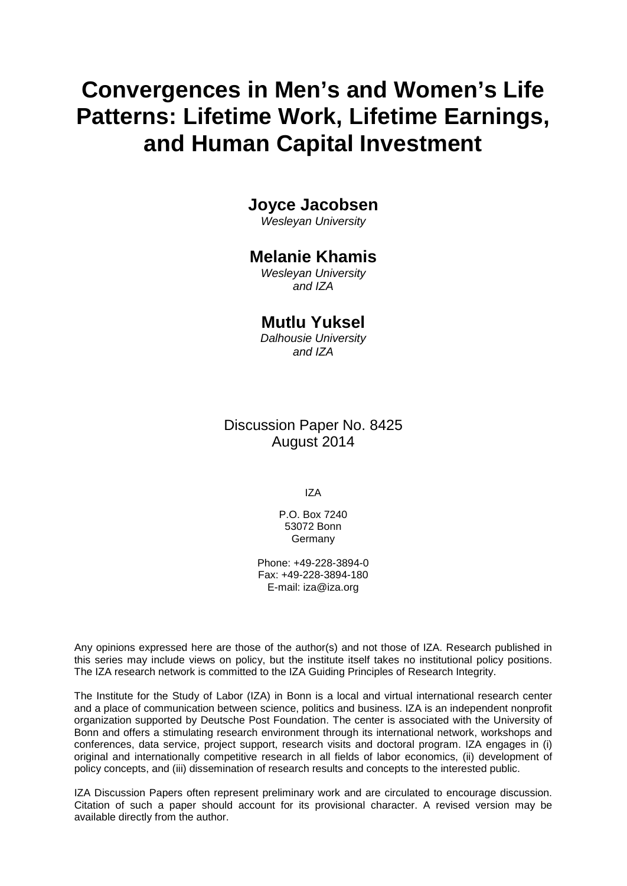# Convergences in Men's and Women's Life Patterns: Lifetime Work, Lifetime Earnings, and Human Capital Investment

**Joyce Jacobsen**
*Wesleyan University*

**Melanie Khamis**
*Wesleyan University and IZA*

**Mutlu Yuksel**
*Dalhousie University and IZA*

Discussion Paper No. 8425
August 2014

IZA

P.O. Box 7240
53072 Bonn
Germany

Phone: +49-228-3894-0
Fax: +49-228-3894-180
E-mail: iza@iza.org

Any opinions expressed here are those of the author(s) and not those of IZA. Research published in this series may include views on policy, but the institute itself takes no institutional policy positions. The IZA research network is committed to the IZA Guiding Principles of Research Integrity.

The Institute for the Study of Labor (IZA) in Bonn is a local and virtual international research center and a place of communication between science, politics and business. IZA is an independent nonprofit organization supported by Deutsche Post Foundation. The center is associated with the University of Bonn and offers a stimulating research environment through its international network, workshops and conferences, data service, project support, research visits and doctoral program. IZA engages in (i) original and internationally competitive research in all fields of labor economics, (ii) development of policy concepts, and (iii) dissemination of research results and concepts to the interested public.

IZA Discussion Papers often represent preliminary work and are circulated to encourage discussion. Citation of such a paper should account for its provisional character. A revised version may be available directly from the author.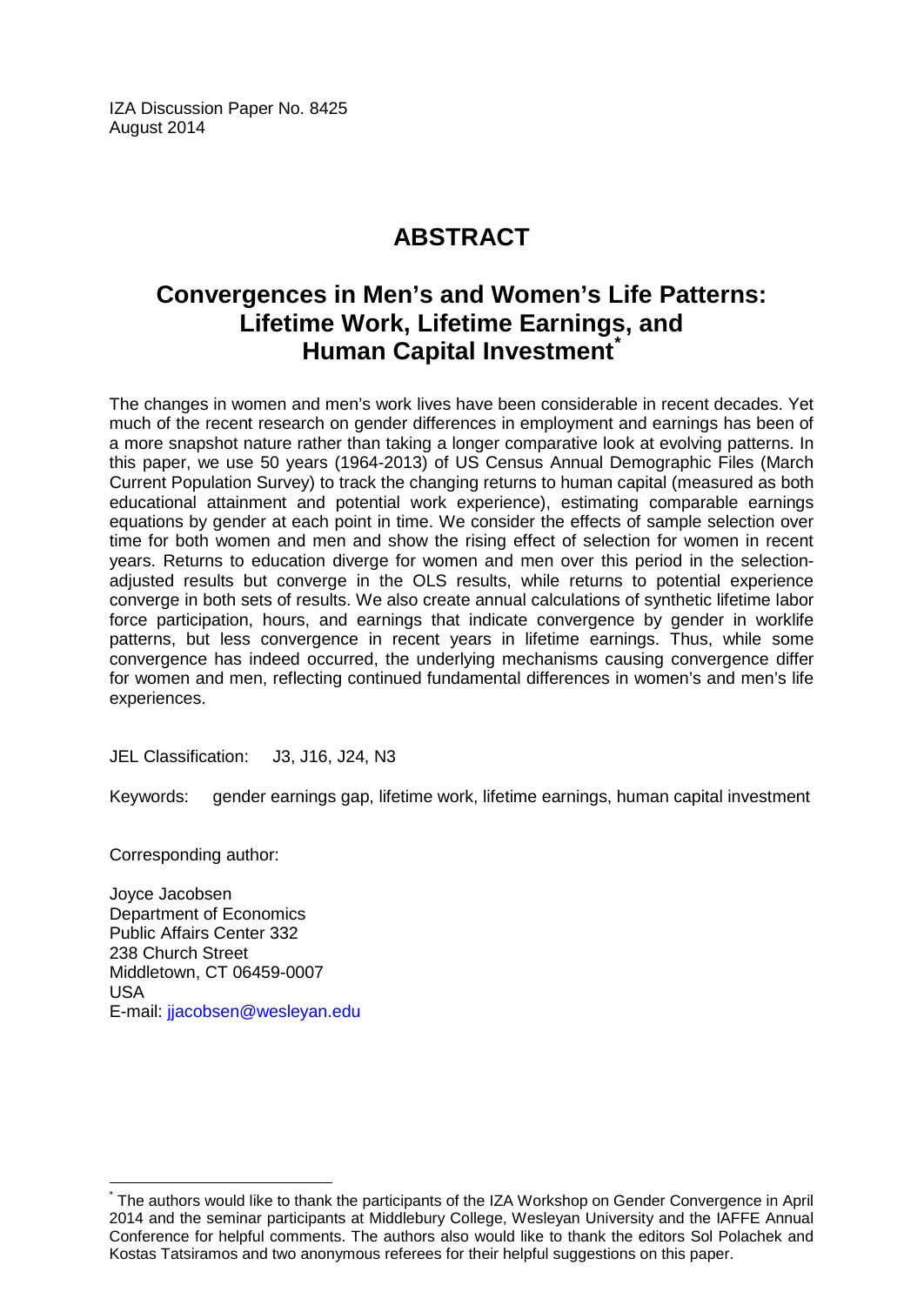IZA Discussion Paper No. 8425
August 2014

# ABSTRACT

## Convergences in Men's and Women's Life Patterns: Lifetime Work, Lifetime Earnings, and Human Capital Investment[*]

The changes in women and men's work lives have been considerable in recent decades. Yet much of the recent research on gender differences in employment and earnings has been of a more snapshot nature rather than taking a longer comparative look at evolving patterns. In this paper, we use 50 years (1964-2013) of US Census Annual Demographic Files (March Current Population Survey) to track the changing returns to human capital (measured as both educational attainment and potential work experience), estimating comparable earnings equations by gender at each point in time. We consider the effects of sample selection over time for both women and men and show the rising effect of selection for women in recent years. Returns to education diverge for women and men over this period in the selection-adjusted results but converge in the OLS results, while returns to potential experience converge in both sets of results. We also create annual calculations of synthetic lifetime labor force participation, hours, and earnings that indicate convergence by gender in worklife patterns, but less convergence in recent years in lifetime earnings. Thus, while some convergence has indeed occurred, the underlying mechanisms causing convergence differ for women and men, reflecting continued fundamental differences in women's and men's life experiences.

JEL Classification: J3, J16, J24, N3

Keywords: gender earnings gap, lifetime work, lifetime earnings, human capital investment

Corresponding author:

Joyce Jacobsen
Department of Economics
Public Affairs Center 332
238 Church Street
Middletown, CT 06459-0007
USA
E-mail: jjacobsen@wesleyan.edu

[*] The authors would like to thank the participants of the IZA Workshop on Gender Convergence in April 2014 and the seminar participants at Middlebury College, Wesleyan University and the IAFFE Annual Conference for helpful comments. The authors also would like to thank the editors Sol Polachek and Kostas Tatsiramos and two anonymous referees for their helpful suggestions on this paper.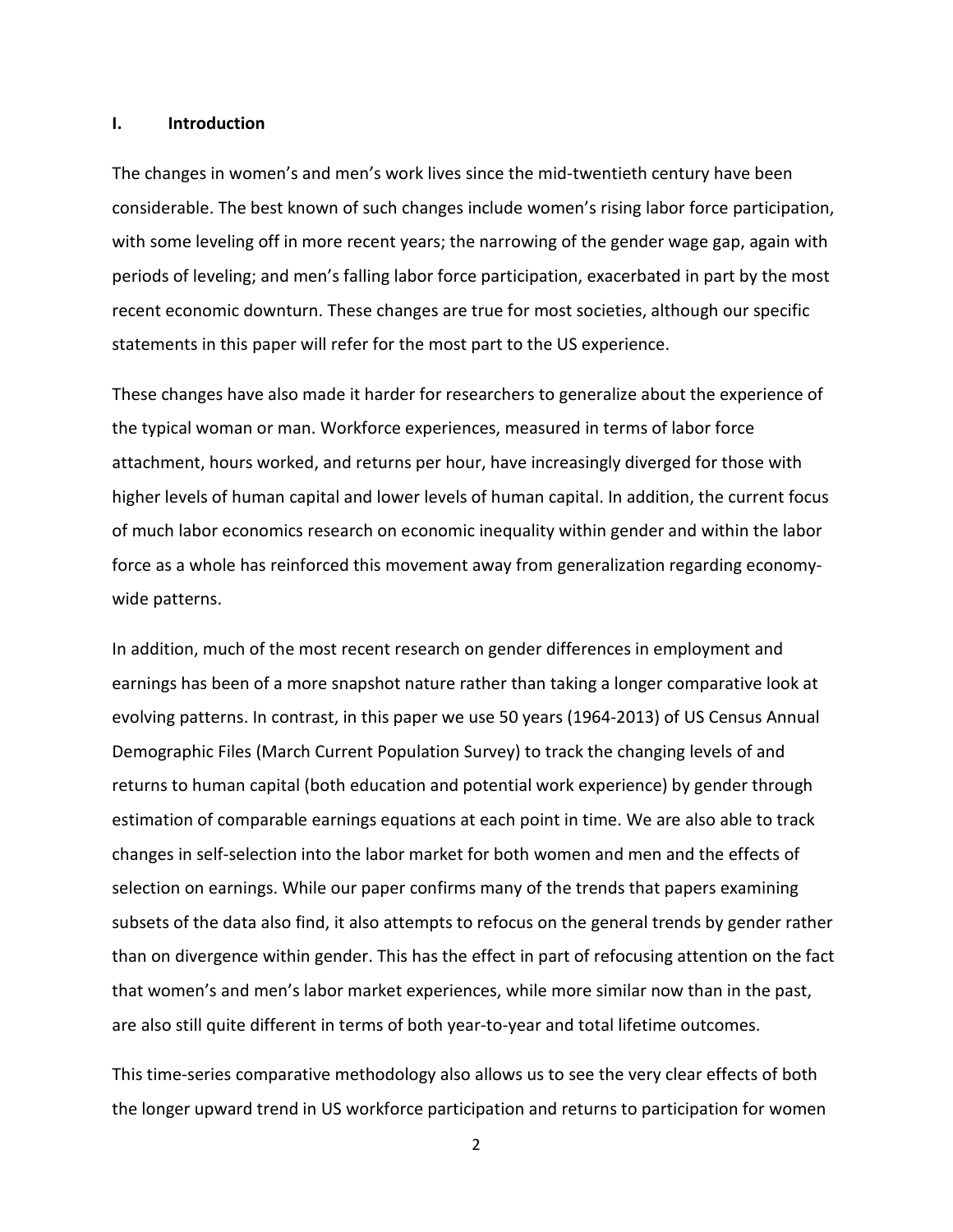## I. Introduction

The changes in women's and men's work lives since the mid-twentieth century have been considerable. The best known of such changes include women's rising labor force participation, with some leveling off in more recent years; the narrowing of the gender wage gap, again with periods of leveling; and men's falling labor force participation, exacerbated in part by the most recent economic downturn. These changes are true for most societies, although our specific statements in this paper will refer for the most part to the US experience.

These changes have also made it harder for researchers to generalize about the experience of the typical woman or man. Workforce experiences, measured in terms of labor force attachment, hours worked, and returns per hour, have increasingly diverged for those with higher levels of human capital and lower levels of human capital. In addition, the current focus of much labor economics research on economic inequality within gender and within the labor force as a whole has reinforced this movement away from generalization regarding economy-wide patterns.

In addition, much of the most recent research on gender differences in employment and earnings has been of a more snapshot nature rather than taking a longer comparative look at evolving patterns. In contrast, in this paper we use 50 years (1964-2013) of US Census Annual Demographic Files (March Current Population Survey) to track the changing levels of and returns to human capital (both education and potential work experience) by gender through estimation of comparable earnings equations at each point in time. We are also able to track changes in self-selection into the labor market for both women and men and the effects of selection on earnings. While our paper confirms many of the trends that papers examining subsets of the data also find, it also attempts to refocus on the general trends by gender rather than on divergence within gender. This has the effect in part of refocusing attention on the fact that women's and men's labor market experiences, while more similar now than in the past, are also still quite different in terms of both year-to-year and total lifetime outcomes.

This time-series comparative methodology also allows us to see the very clear effects of both the longer upward trend in US workforce participation and returns to participation for women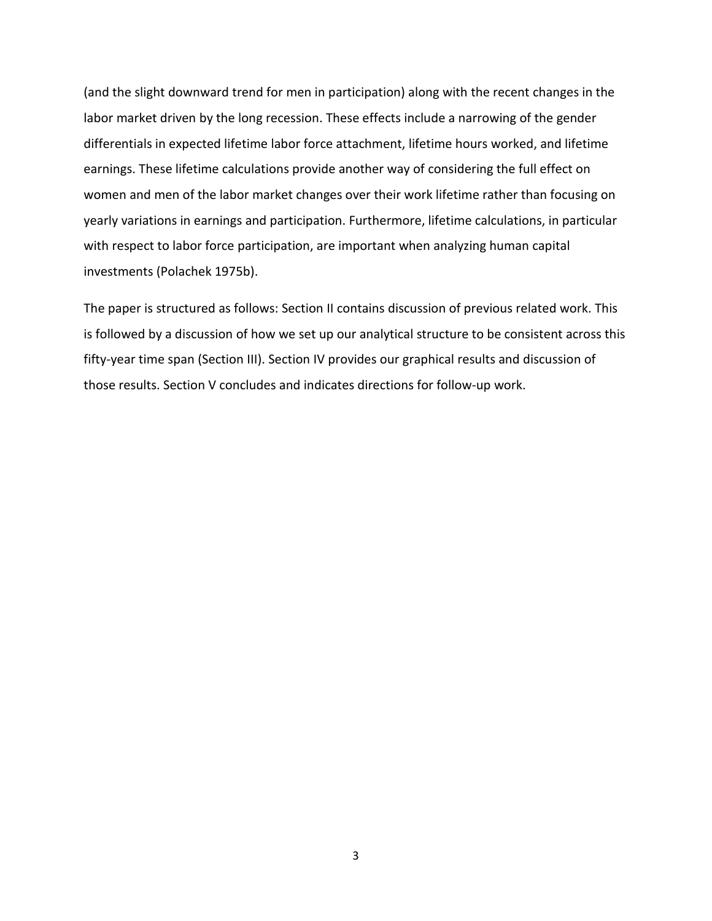(and the slight downward trend for men in participation) along with the recent changes in the labor market driven by the long recession. These effects include a narrowing of the gender differentials in expected lifetime labor force attachment, lifetime hours worked, and lifetime earnings. These lifetime calculations provide another way of considering the full effect on women and men of the labor market changes over their work lifetime rather than focusing on yearly variations in earnings and participation. Furthermore, lifetime calculations, in particular with respect to labor force participation, are important when analyzing human capital investments (Polachek 1975b).

The paper is structured as follows: Section II contains discussion of previous related work. This is followed by a discussion of how we set up our analytical structure to be consistent across this fifty-year time span (Section III). Section IV provides our graphical results and discussion of those results. Section V concludes and indicates directions for follow-up work.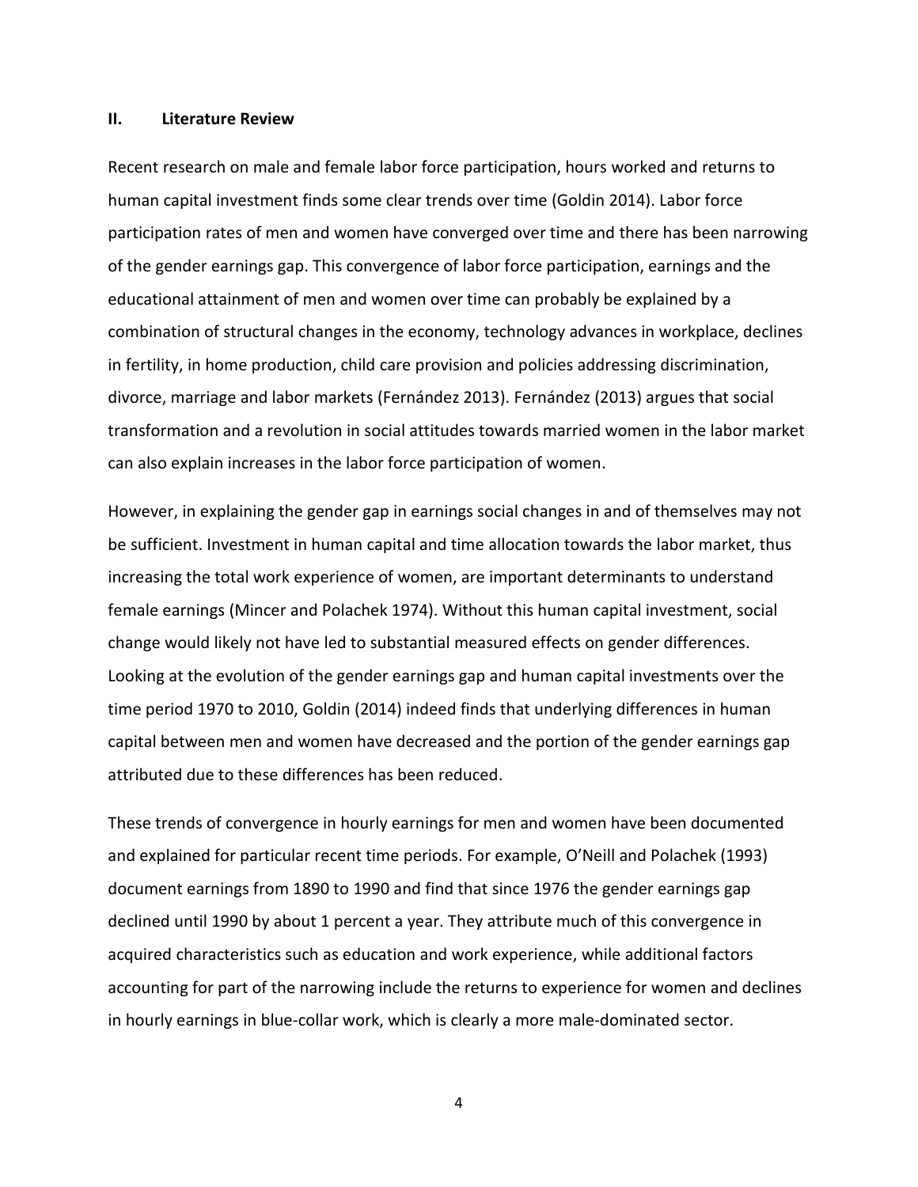## II. Literature Review

Recent research on male and female labor force participation, hours worked and returns to human capital investment finds some clear trends over time (Goldin 2014). Labor force participation rates of men and women have converged over time and there has been narrowing of the gender earnings gap. This convergence of labor force participation, earnings and the educational attainment of men and women over time can probably be explained by a combination of structural changes in the economy, technology advances in workplace, declines in fertility, in home production, child care provision and policies addressing discrimination, divorce, marriage and labor markets (Fernández 2013). Fernández (2013) argues that social transformation and a revolution in social attitudes towards married women in the labor market can also explain increases in the labor force participation of women.

However, in explaining the gender gap in earnings social changes in and of themselves may not be sufficient. Investment in human capital and time allocation towards the labor market, thus increasing the total work experience of women, are important determinants to understand female earnings (Mincer and Polachek 1974). Without this human capital investment, social change would likely not have led to substantial measured effects on gender differences. Looking at the evolution of the gender earnings gap and human capital investments over the time period 1970 to 2010, Goldin (2014) indeed finds that underlying differences in human capital between men and women have decreased and the portion of the gender earnings gap attributed due to these differences has been reduced.

These trends of convergence in hourly earnings for men and women have been documented and explained for particular recent time periods. For example, O'Neill and Polachek (1993) document earnings from 1890 to 1990 and find that since 1976 the gender earnings gap declined until 1990 by about 1 percent a year. They attribute much of this convergence in acquired characteristics such as education and work experience, while additional factors accounting for part of the narrowing include the returns to experience for women and declines in hourly earnings in blue-collar work, which is clearly a more male-dominated sector.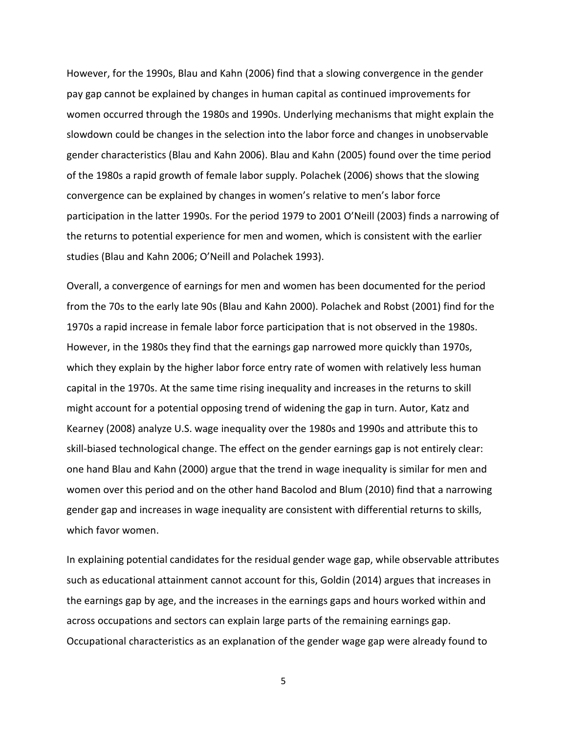However, for the 1990s, Blau and Kahn (2006) find that a slowing convergence in the gender pay gap cannot be explained by changes in human capital as continued improvements for women occurred through the 1980s and 1990s. Underlying mechanisms that might explain the slowdown could be changes in the selection into the labor force and changes in unobservable gender characteristics (Blau and Kahn 2006). Blau and Kahn (2005) found over the time period of the 1980s a rapid growth of female labor supply. Polachek (2006) shows that the slowing convergence can be explained by changes in women's relative to men's labor force participation in the latter 1990s. For the period 1979 to 2001 O'Neill (2003) finds a narrowing of the returns to potential experience for men and women, which is consistent with the earlier studies (Blau and Kahn 2006; O'Neill and Polachek 1993).

Overall, a convergence of earnings for men and women has been documented for the period from the 70s to the early late 90s (Blau and Kahn 2000). Polachek and Robst (2001) find for the 1970s a rapid increase in female labor force participation that is not observed in the 1980s. However, in the 1980s they find that the earnings gap narrowed more quickly than 1970s, which they explain by the higher labor force entry rate of women with relatively less human capital in the 1970s. At the same time rising inequality and increases in the returns to skill might account for a potential opposing trend of widening the gap in turn. Autor, Katz and Kearney (2008) analyze U.S. wage inequality over the 1980s and 1990s and attribute this to skill-biased technological change. The effect on the gender earnings gap is not entirely clear: one hand Blau and Kahn (2000) argue that the trend in wage inequality is similar for men and women over this period and on the other hand Bacolod and Blum (2010) find that a narrowing gender gap and increases in wage inequality are consistent with differential returns to skills, which favor women.

In explaining potential candidates for the residual gender wage gap, while observable attributes such as educational attainment cannot account for this, Goldin (2014) argues that increases in the earnings gap by age, and the increases in the earnings gaps and hours worked within and across occupations and sectors can explain large parts of the remaining earnings gap. Occupational characteristics as an explanation of the gender wage gap were already found to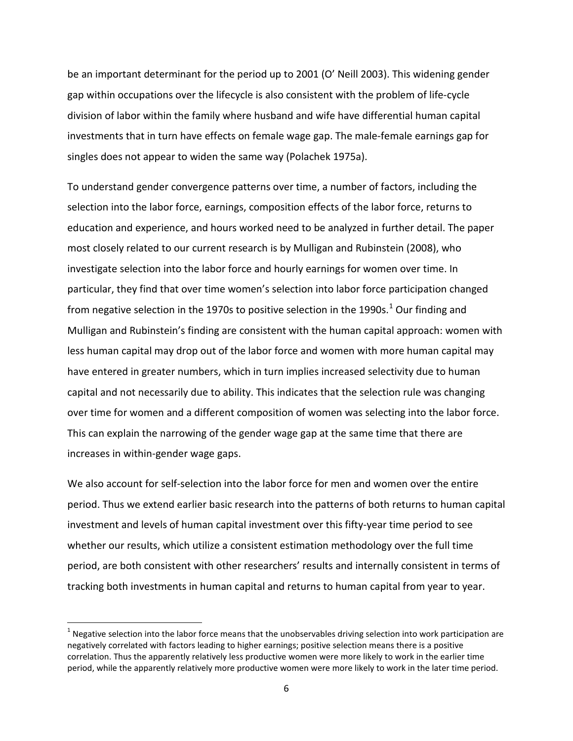be an important determinant for the period up to 2001 (O' Neill 2003). This widening gender gap within occupations over the lifecycle is also consistent with the problem of life-cycle division of labor within the family where husband and wife have differential human capital investments that in turn have effects on female wage gap. The male-female earnings gap for singles does not appear to widen the same way (Polachek 1975a).

To understand gender convergence patterns over time, a number of factors, including the selection into the labor force, earnings, composition effects of the labor force, returns to education and experience, and hours worked need to be analyzed in further detail. The paper most closely related to our current research is by Mulligan and Rubinstein (2008), who investigate selection into the labor force and hourly earnings for women over time. In particular, they find that over time women's selection into labor force participation changed from negative selection in the 1970s to positive selection in the 1990s.[1] Our finding and Mulligan and Rubinstein's finding are consistent with the human capital approach: women with less human capital may drop out of the labor force and women with more human capital may have entered in greater numbers, which in turn implies increased selectivity due to human capital and not necessarily due to ability. This indicates that the selection rule was changing over time for women and a different composition of women was selecting into the labor force. This can explain the narrowing of the gender wage gap at the same time that there are increases in within-gender wage gaps.

We also account for self-selection into the labor force for men and women over the entire period. Thus we extend earlier basic research into the patterns of both returns to human capital investment and levels of human capital investment over this fifty-year time period to see whether our results, which utilize a consistent estimation methodology over the full time period, are both consistent with other researchers' results and internally consistent in terms of tracking both investments in human capital and returns to human capital from year to year.

---

[1] Negative selection into the labor force means that the unobservables driving selection into work participation are negatively correlated with factors leading to higher earnings; positive selection means there is a positive correlation. Thus the apparently relatively less productive women were more likely to work in the earlier time period, while the apparently relatively more productive women were more likely to work in the later time period.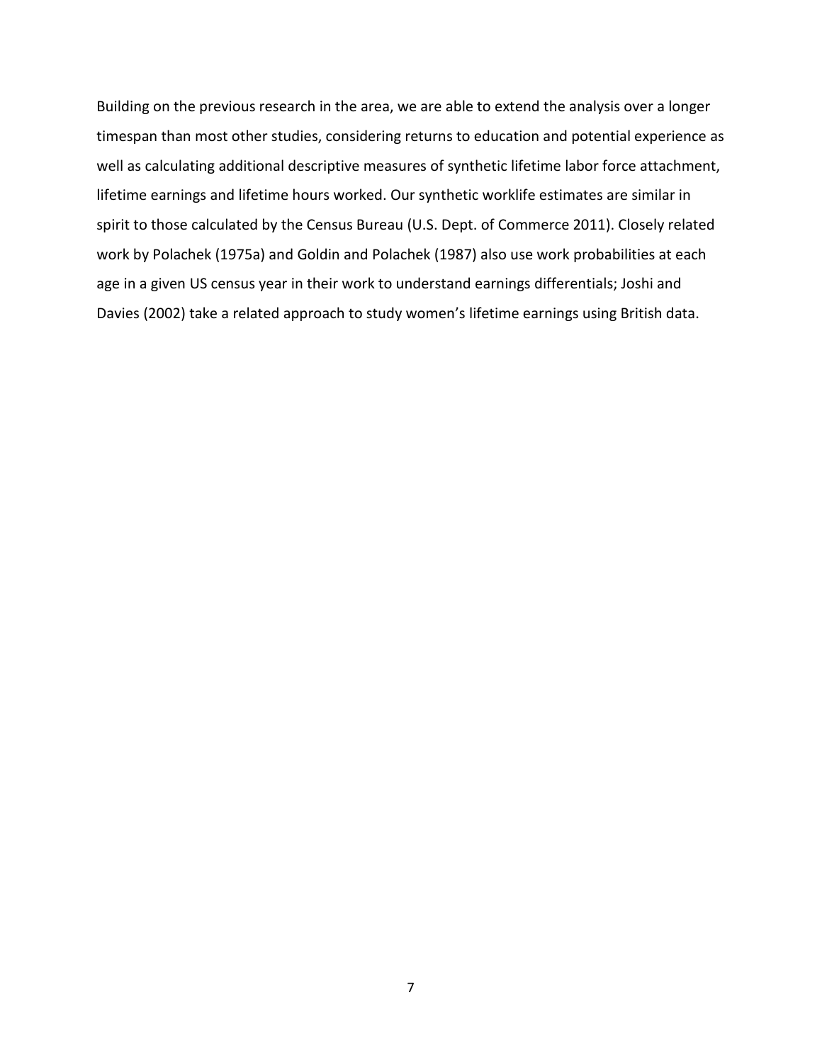Building on the previous research in the area, we are able to extend the analysis over a longer timespan than most other studies, considering returns to education and potential experience as well as calculating additional descriptive measures of synthetic lifetime labor force attachment, lifetime earnings and lifetime hours worked. Our synthetic worklife estimates are similar in spirit to those calculated by the Census Bureau (U.S. Dept. of Commerce 2011). Closely related work by Polachek (1975a) and Goldin and Polachek (1987) also use work probabilities at each age in a given US census year in their work to understand earnings differentials; Joshi and Davies (2002) take a related approach to study women's lifetime earnings using British data.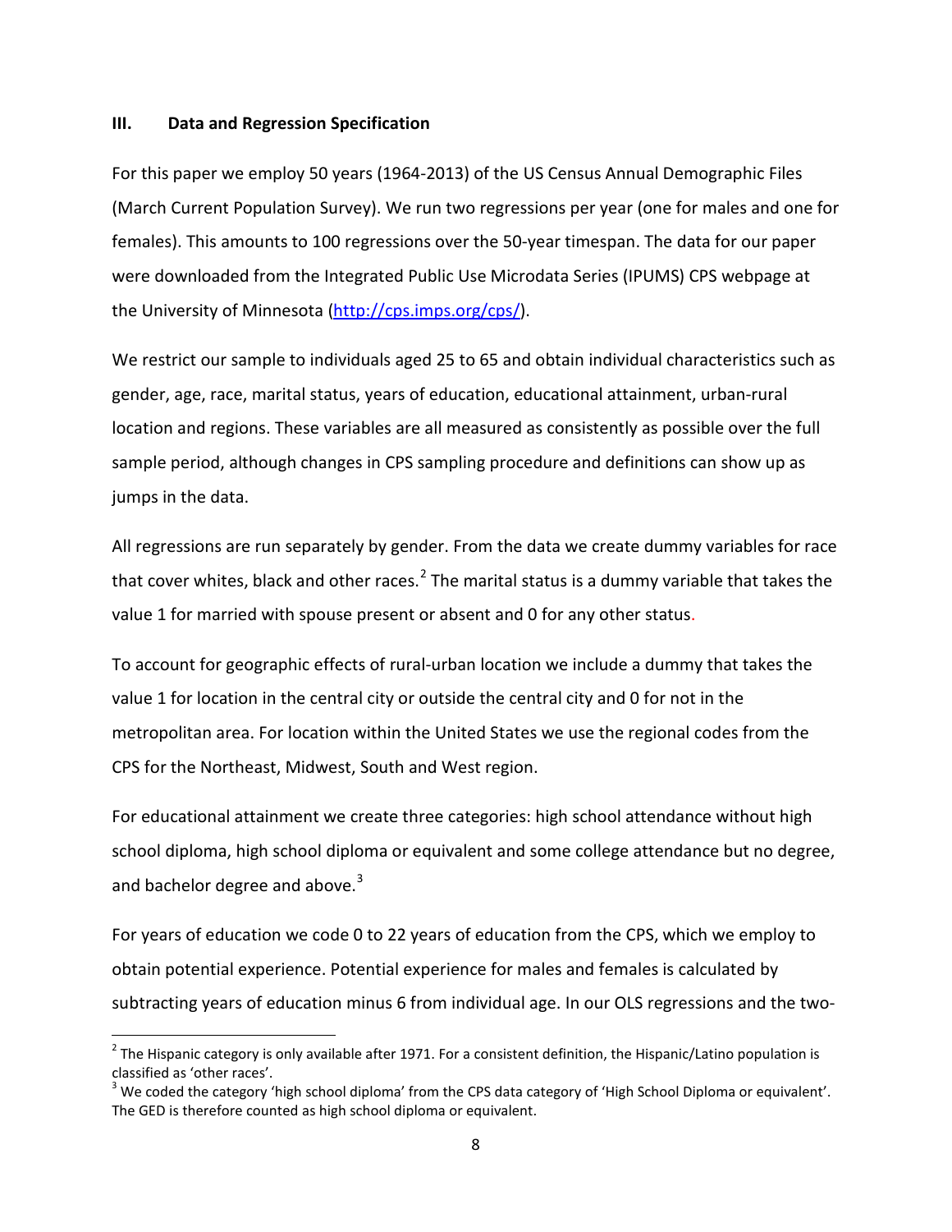## III. Data and Regression Specification

For this paper we employ 50 years (1964-2013) of the US Census Annual Demographic Files (March Current Population Survey). We run two regressions per year (one for males and one for females). This amounts to 100 regressions over the 50-year timespan. The data for our paper were downloaded from the Integrated Public Use Microdata Series (IPUMS) CPS webpage at the University of Minnesota (http://cps.imps.org/cps/).

We restrict our sample to individuals aged 25 to 65 and obtain individual characteristics such as gender, age, race, marital status, years of education, educational attainment, urban-rural location and regions. These variables are all measured as consistently as possible over the full sample period, although changes in CPS sampling procedure and definitions can show up as jumps in the data.

All regressions are run separately by gender. From the data we create dummy variables for race that cover whites, black and other races.[2] The marital status is a dummy variable that takes the value 1 for married with spouse present or absent and 0 for any other status.

To account for geographic effects of rural-urban location we include a dummy that takes the value 1 for location in the central city or outside the central city and 0 for not in the metropolitan area. For location within the United States we use the regional codes from the CPS for the Northeast, Midwest, South and West region.

For educational attainment we create three categories: high school attendance without high school diploma, high school diploma or equivalent and some college attendance but no degree, and bachelor degree and above.[3]

For years of education we code 0 to 22 years of education from the CPS, which we employ to obtain potential experience. Potential experience for males and females is calculated by subtracting years of education minus 6 from individual age. In our OLS regressions and the two-

[2] The Hispanic category is only available after 1971. For a consistent definition, the Hispanic/Latino population is classified as 'other races'.

[3] We coded the category 'high school diploma' from the CPS data category of 'High School Diploma or equivalent'. The GED is therefore counted as high school diploma or equivalent.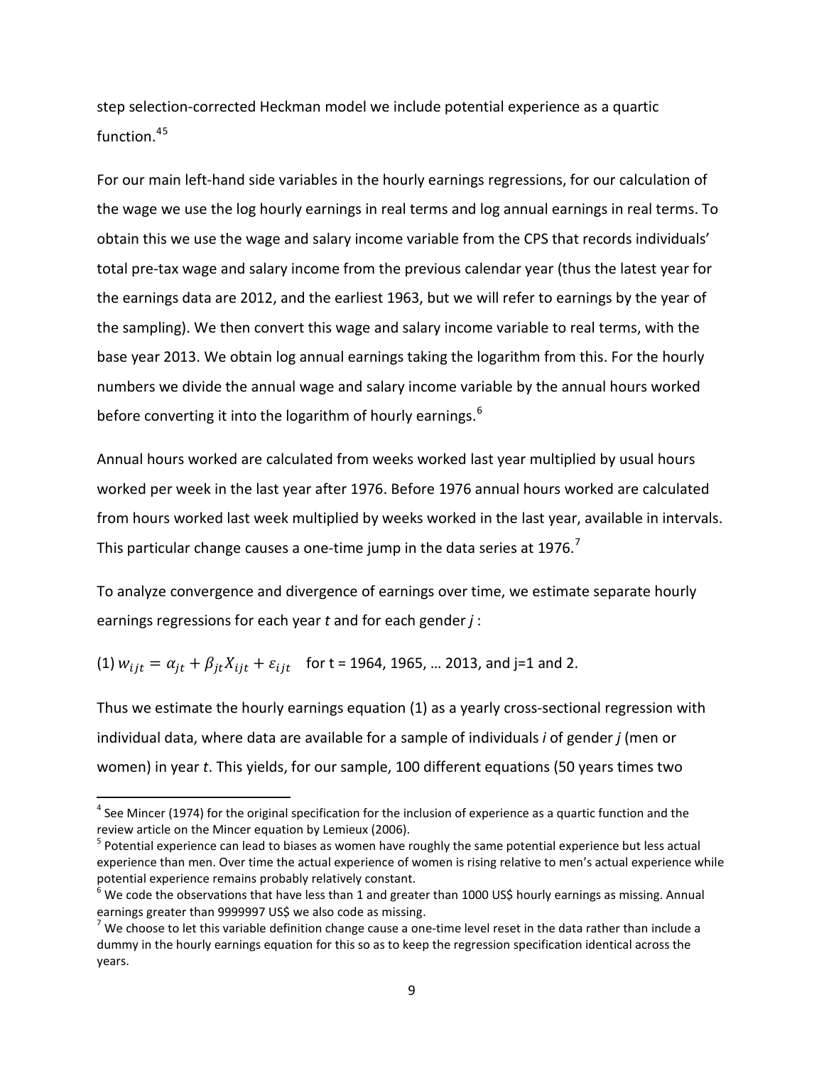step selection-corrected Heckman model we include potential experience as a quartic function.[4][5]

For our main left-hand side variables in the hourly earnings regressions, for our calculation of the wage we use the log hourly earnings in real terms and log annual earnings in real terms. To obtain this we use the wage and salary income variable from the CPS that records individuals' total pre-tax wage and salary income from the previous calendar year (thus the latest year for the earnings data are 2012, and the earliest 1963, but we will refer to earnings by the year of the sampling). We then convert this wage and salary income variable to real terms, with the base year 2013. We obtain log annual earnings taking the logarithm from this. For the hourly numbers we divide the annual wage and salary income variable by the annual hours worked before converting it into the logarithm of hourly earnings.[6]

Annual hours worked are calculated from weeks worked last year multiplied by usual hours worked per week in the last year after 1976. Before 1976 annual hours worked are calculated from hours worked last week multiplied by weeks worked in the last year, available in intervals. This particular change causes a one-time jump in the data series at 1976.[7]

To analyze convergence and divergence of earnings over time, we estimate separate hourly earnings regressions for each year $t$ and for each gender $j$ :

(1) $w_{ijt} = \alpha_{jt} + \beta_{jt} X_{ijt} + \varepsilon_{ijt}$ for t = 1964, 1965, … 2013, and j=1 and 2.

Thus we estimate the hourly earnings equation (1) as a yearly cross-sectional regression with individual data, where data are available for a sample of individuals $i$ of gender $j$ (men or women) in year $t$. This yields, for our sample, 100 different equations (50 years times two

---

[4] See Mincer (1974) for the original specification for the inclusion of experience as a quartic function and the review article on the Mincer equation by Lemieux (2006).

[5] Potential experience can lead to biases as women have roughly the same potential experience but less actual experience than men. Over time the actual experience of women is rising relative to men's actual experience while potential experience remains probably relatively constant.

[6] We code the observations that have less than 1 and greater than 1000 US$ hourly earnings as missing. Annual earnings greater than 9999997 US$ we also code as missing.

[7] We choose to let this variable definition change cause a one-time level reset in the data rather than include a dummy in the hourly earnings equation for this so as to keep the regression specification identical across the years.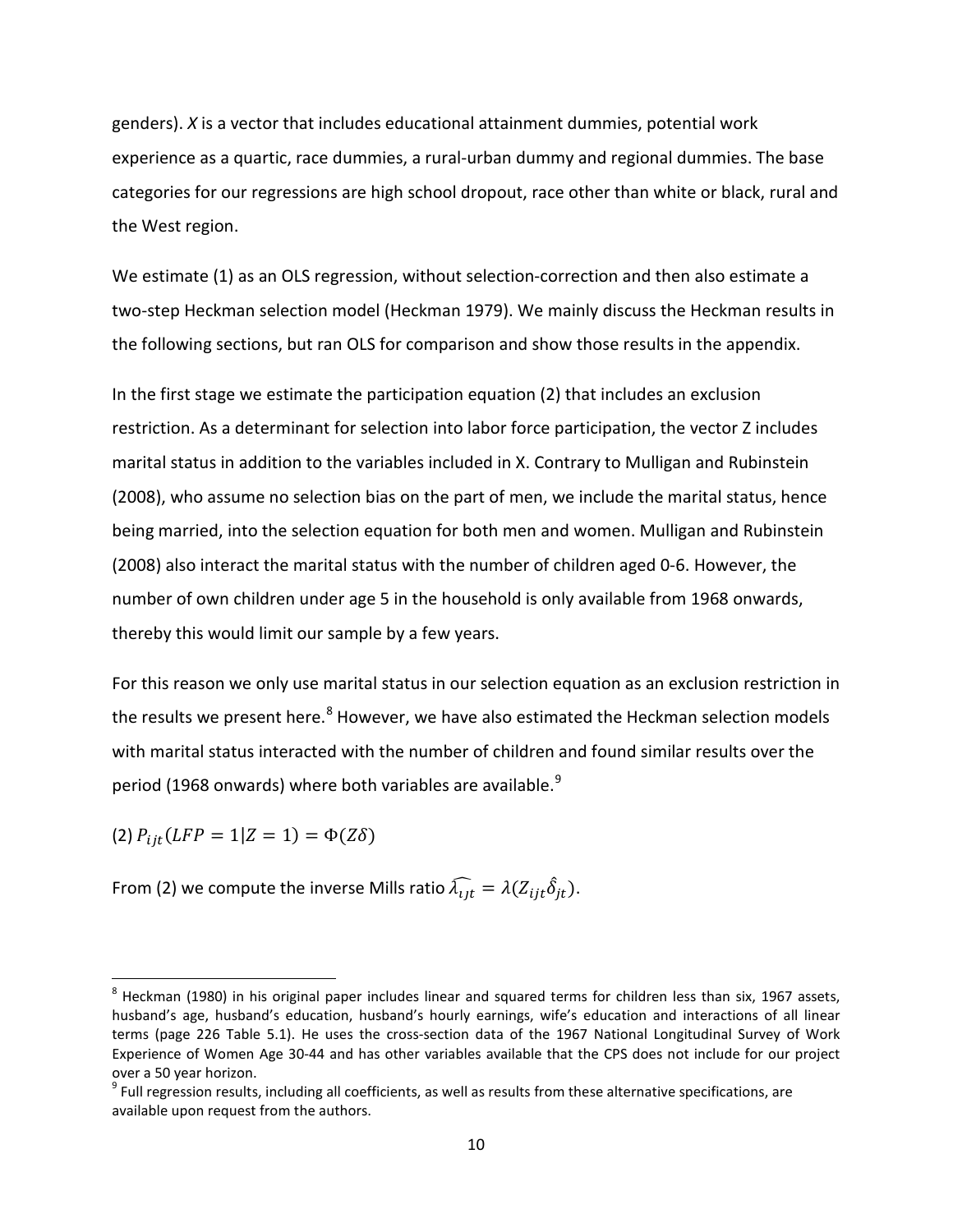genders). *X* is a vector that includes educational attainment dummies, potential work experience as a quartic, race dummies, a rural-urban dummy and regional dummies. The base categories for our regressions are high school dropout, race other than white or black, rural and the West region.

We estimate (1) as an OLS regression, without selection-correction and then also estimate a two-step Heckman selection model (Heckman 1979). We mainly discuss the Heckman results in the following sections, but ran OLS for comparison and show those results in the appendix.

In the first stage we estimate the participation equation (2) that includes an exclusion restriction. As a determinant for selection into labor force participation, the vector Z includes marital status in addition to the variables included in X. Contrary to Mulligan and Rubinstein (2008), who assume no selection bias on the part of men, we include the marital status, hence being married, into the selection equation for both men and women. Mulligan and Rubinstein (2008) also interact the marital status with the number of children aged 0-6. However, the number of own children under age 5 in the household is only available from 1968 onwards, thereby this would limit our sample by a few years.

For this reason we only use marital status in our selection equation as an exclusion restriction in the results we present here.[8] However, we have also estimated the Heckman selection models with marital status interacted with the number of children and found similar results over the period (1968 onwards) where both variables are available.[9]

(2) $P_{ijt}(LFP = 1|Z = 1) = \Phi(Z\delta)$

From (2) we compute the inverse Mills ratio $\widehat{\lambda_{ijt}} = \lambda(Z_{ijt}\hat{\delta}_{jt})$.

---

[8] Heckman (1980) in his original paper includes linear and squared terms for children less than six, 1967 assets, husband's age, husband's education, husband's hourly earnings, wife's education and interactions of all linear terms (page 226 Table 5.1). He uses the cross-section data of the 1967 National Longitudinal Survey of Work Experience of Women Age 30-44 and has other variables available that the CPS does not include for our project over a 50 year horizon.

[9] Full regression results, including all coefficients, as well as results from these alternative specifications, are available upon request from the authors.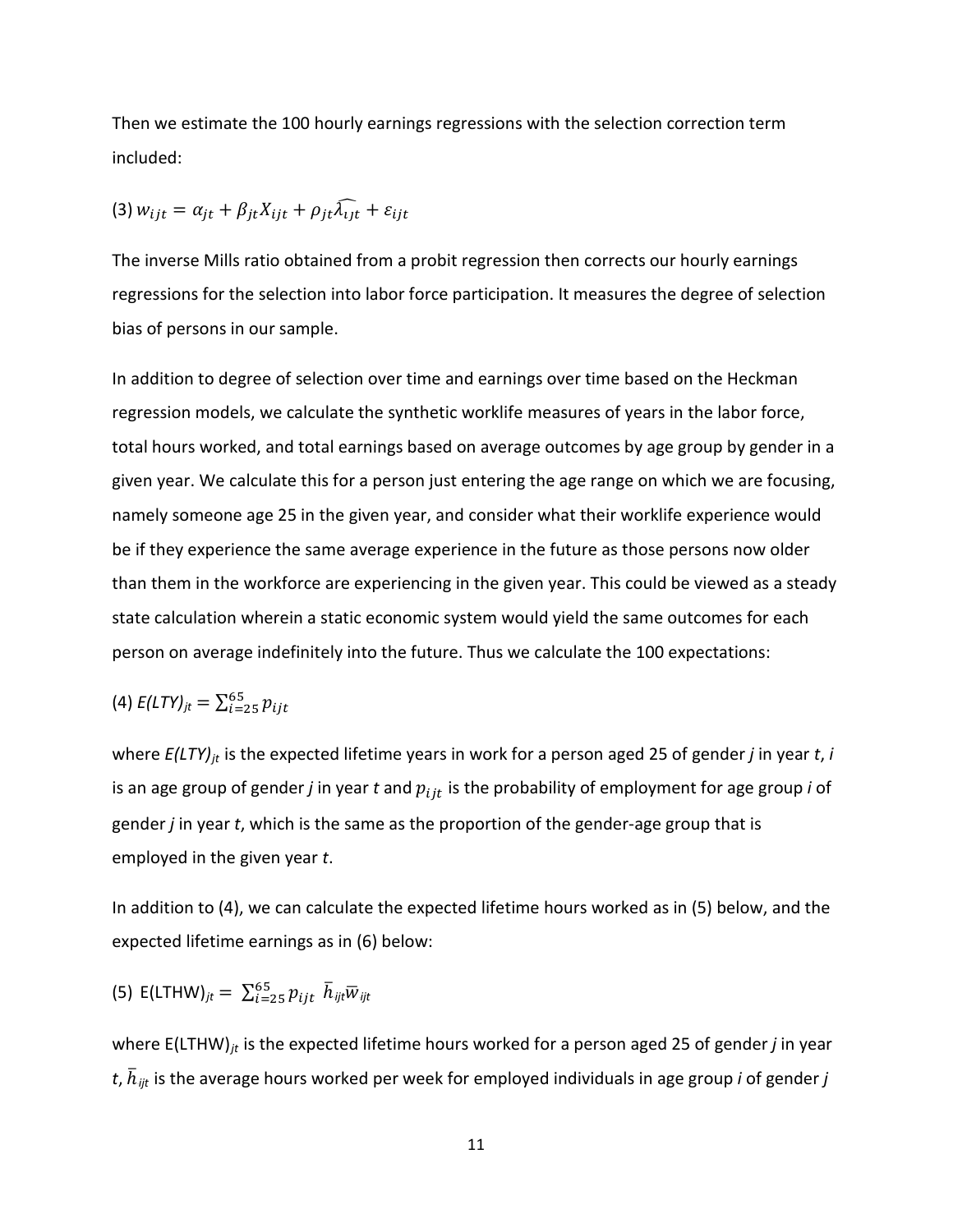Then we estimate the 100 hourly earnings regressions with the selection correction term included:

$$(3)\ w_{ijt} = \alpha_{jt} + \beta_{jt} X_{ijt} + \rho_{jt} \widehat{\lambda_{\iota jt}} + \varepsilon_{ijt}$$

The inverse Mills ratio obtained from a probit regression then corrects our hourly earnings regressions for the selection into labor force participation. It measures the degree of selection bias of persons in our sample.

In addition to degree of selection over time and earnings over time based on the Heckman regression models, we calculate the synthetic worklife measures of years in the labor force, total hours worked, and total earnings based on average outcomes by age group by gender in a given year. We calculate this for a person just entering the age range on which we are focusing, namely someone age 25 in the given year, and consider what their worklife experience would be if they experience the same average experience in the future as those persons now older than them in the workforce are experiencing in the given year. This could be viewed as a steady state calculation wherein a static economic system would yield the same outcomes for each person on average indefinitely into the future. Thus we calculate the 100 expectations:

$$(4)\ E(LTY)_{jt} = \sum_{i=25}^{65} p_{ijt}$$

where $E(LTY)_{jt}$ is the expected lifetime years in work for a person aged 25 of gender *j* in year *t*, *i* is an age group of gender *j* in year *t* and $p_{ijt}$ is the probability of employment for age group *i* of gender *j* in year *t*, which is the same as the proportion of the gender-age group that is employed in the given year *t*.

In addition to (4), we can calculate the expected lifetime hours worked as in (5) below, and the expected lifetime earnings as in (6) below:

$$(5)\ \text{E(LTHW)}_{jt} = \sum_{i=25}^{65} p_{ijt}\ \bar{h}_{ijt} \bar{w}_{ijt}$$

where $\text{E(LTHW)}_{jt}$ is the expected lifetime hours worked for a person aged 25 of gender *j* in year *t*, $\bar{h}_{ijt}$ is the average hours worked per week for employed individuals in age group *i* of gender *j*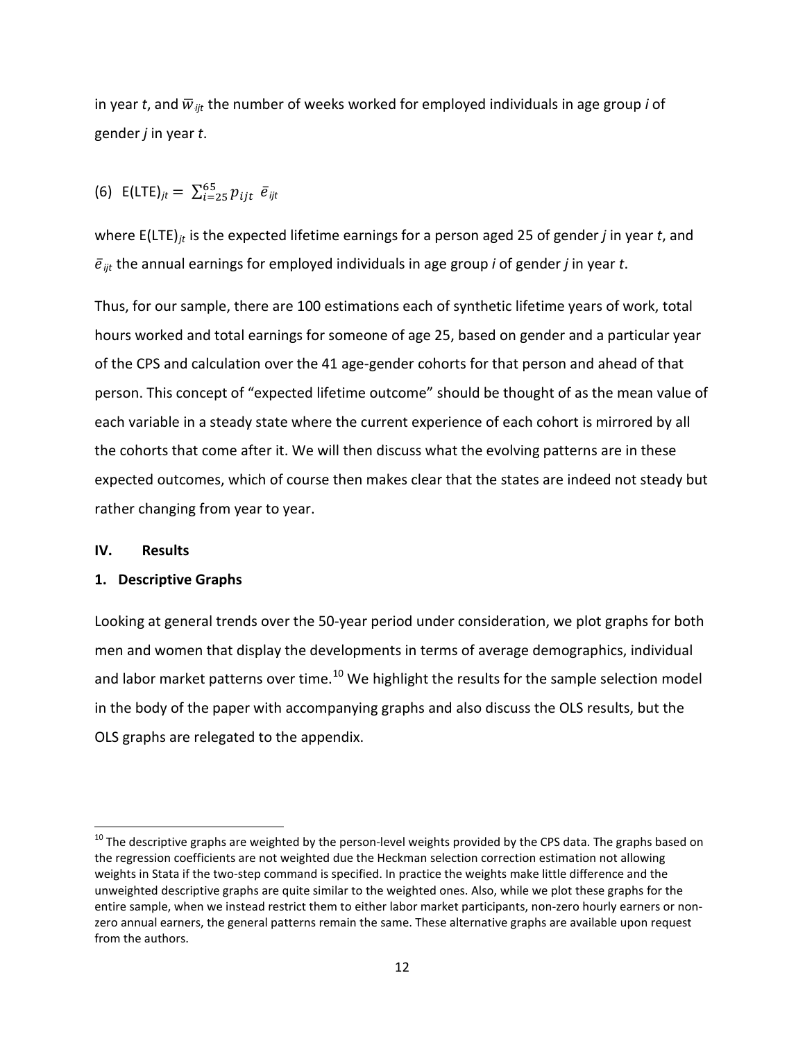in year *t*, and $\overline{w}_{ijt}$ the number of weeks worked for employed individuals in age group *i* of gender *j* in year *t*.

$$(6) \quad E(LTE)_{jt} = \sum_{i=25}^{65} p_{ijt} \; \bar{e}_{ijt}$$

where $E(LTE)_{jt}$ is the expected lifetime earnings for a person aged 25 of gender *j* in year *t*, and $\bar{e}_{ijt}$ the annual earnings for employed individuals in age group *i* of gender *j* in year *t*.

Thus, for our sample, there are 100 estimations each of synthetic lifetime years of work, total hours worked and total earnings for someone of age 25, based on gender and a particular year of the CPS and calculation over the 41 age-gender cohorts for that person and ahead of that person. This concept of "expected lifetime outcome" should be thought of as the mean value of each variable in a steady state where the current experience of each cohort is mirrored by all the cohorts that come after it. We will then discuss what the evolving patterns are in these expected outcomes, which of course then makes clear that the states are indeed not steady but rather changing from year to year.

## IV. Results

### 1. Descriptive Graphs

Looking at general trends over the 50-year period under consideration, we plot graphs for both men and women that display the developments in terms of average demographics, individual and labor market patterns over time.[10] We highlight the results for the sample selection model in the body of the paper with accompanying graphs and also discuss the OLS results, but the OLS graphs are relegated to the appendix.

[10] The descriptive graphs are weighted by the person-level weights provided by the CPS data. The graphs based on the regression coefficients are not weighted due the Heckman selection correction estimation not allowing weights in Stata if the two-step command is specified. In practice the weights make little difference and the unweighted descriptive graphs are quite similar to the weighted ones. Also, while we plot these graphs for the entire sample, when we instead restrict them to either labor market participants, non-zero hourly earners or non-zero annual earners, the general patterns remain the same. These alternative graphs are available upon request from the authors.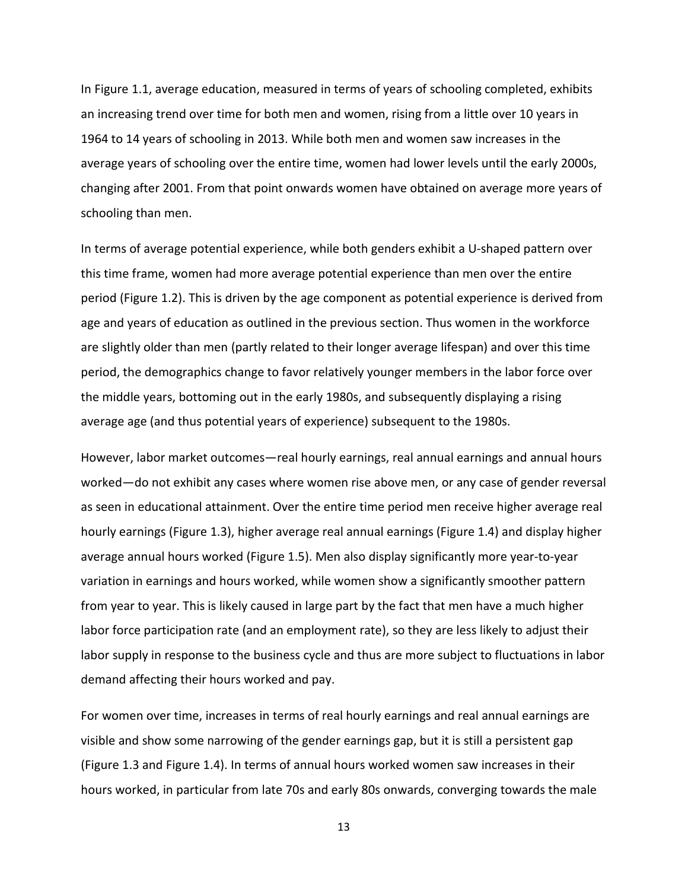In Figure 1.1, average education, measured in terms of years of schooling completed, exhibits an increasing trend over time for both men and women, rising from a little over 10 years in 1964 to 14 years of schooling in 2013. While both men and women saw increases in the average years of schooling over the entire time, women had lower levels until the early 2000s, changing after 2001. From that point onwards women have obtained on average more years of schooling than men.

In terms of average potential experience, while both genders exhibit a U-shaped pattern over this time frame, women had more average potential experience than men over the entire period (Figure 1.2). This is driven by the age component as potential experience is derived from age and years of education as outlined in the previous section. Thus women in the workforce are slightly older than men (partly related to their longer average lifespan) and over this time period, the demographics change to favor relatively younger members in the labor force over the middle years, bottoming out in the early 1980s, and subsequently displaying a rising average age (and thus potential years of experience) subsequent to the 1980s.

However, labor market outcomes—real hourly earnings, real annual earnings and annual hours worked—do not exhibit any cases where women rise above men, or any case of gender reversal as seen in educational attainment. Over the entire time period men receive higher average real hourly earnings (Figure 1.3), higher average real annual earnings (Figure 1.4) and display higher average annual hours worked (Figure 1.5). Men also display significantly more year-to-year variation in earnings and hours worked, while women show a significantly smoother pattern from year to year. This is likely caused in large part by the fact that men have a much higher labor force participation rate (and an employment rate), so they are less likely to adjust their labor supply in response to the business cycle and thus are more subject to fluctuations in labor demand affecting their hours worked and pay.

For women over time, increases in terms of real hourly earnings and real annual earnings are visible and show some narrowing of the gender earnings gap, but it is still a persistent gap (Figure 1.3 and Figure 1.4). In terms of annual hours worked women saw increases in their hours worked, in particular from late 70s and early 80s onwards, converging towards the male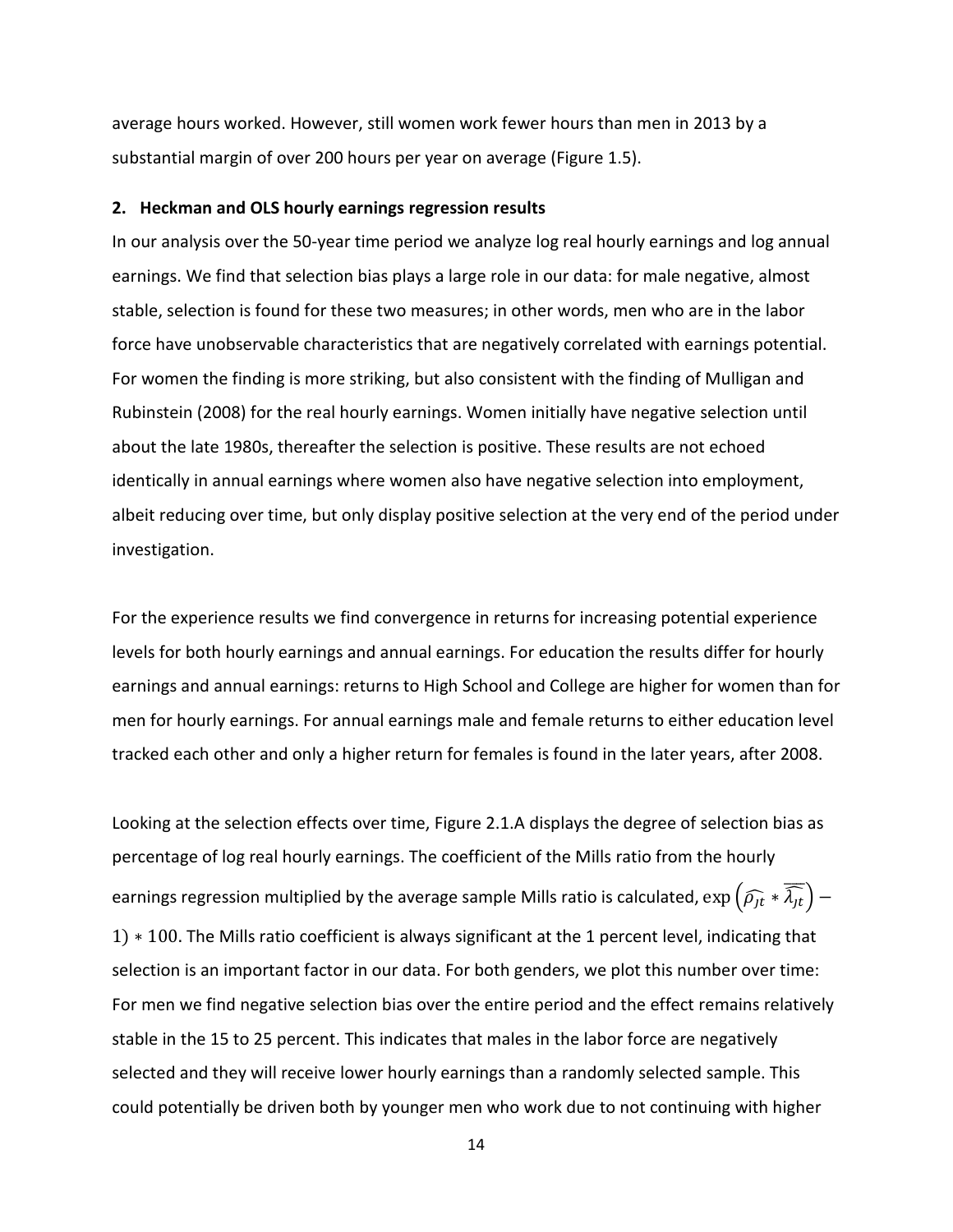average hours worked. However, still women work fewer hours than men in 2013 by a substantial margin of over 200 hours per year on average (Figure 1.5).

## 2. Heckman and OLS hourly earnings regression results

In our analysis over the 50-year time period we analyze log real hourly earnings and log annual earnings. We find that selection bias plays a large role in our data: for male negative, almost stable, selection is found for these two measures; in other words, men who are in the labor force have unobservable characteristics that are negatively correlated with earnings potential. For women the finding is more striking, but also consistent with the finding of Mulligan and Rubinstein (2008) for the real hourly earnings. Women initially have negative selection until about the late 1980s, thereafter the selection is positive. These results are not echoed identically in annual earnings where women also have negative selection into employment, albeit reducing over time, but only display positive selection at the very end of the period under investigation.

For the experience results we find convergence in returns for increasing potential experience levels for both hourly earnings and annual earnings. For education the results differ for hourly earnings and annual earnings: returns to High School and College are higher for women than for men for hourly earnings. For annual earnings male and female returns to either education level tracked each other and only a higher return for females is found in the later years, after 2008.

Looking at the selection effects over time, Figure 2.1.A displays the degree of selection bias as percentage of log real hourly earnings. The coefficient of the Mills ratio from the hourly earnings regression multiplied by the average sample Mills ratio is calculated, $\exp\left(\widehat{\rho_{Jt}} * \overline{\widehat{\lambda_{Jt}}}\right) - 1) * 100$. The Mills ratio coefficient is always significant at the 1 percent level, indicating that selection is an important factor in our data. For both genders, we plot this number over time: For men we find negative selection bias over the entire period and the effect remains relatively stable in the 15 to 25 percent. This indicates that males in the labor force are negatively selected and they will receive lower hourly earnings than a randomly selected sample. This could potentially be driven both by younger men who work due to not continuing with higher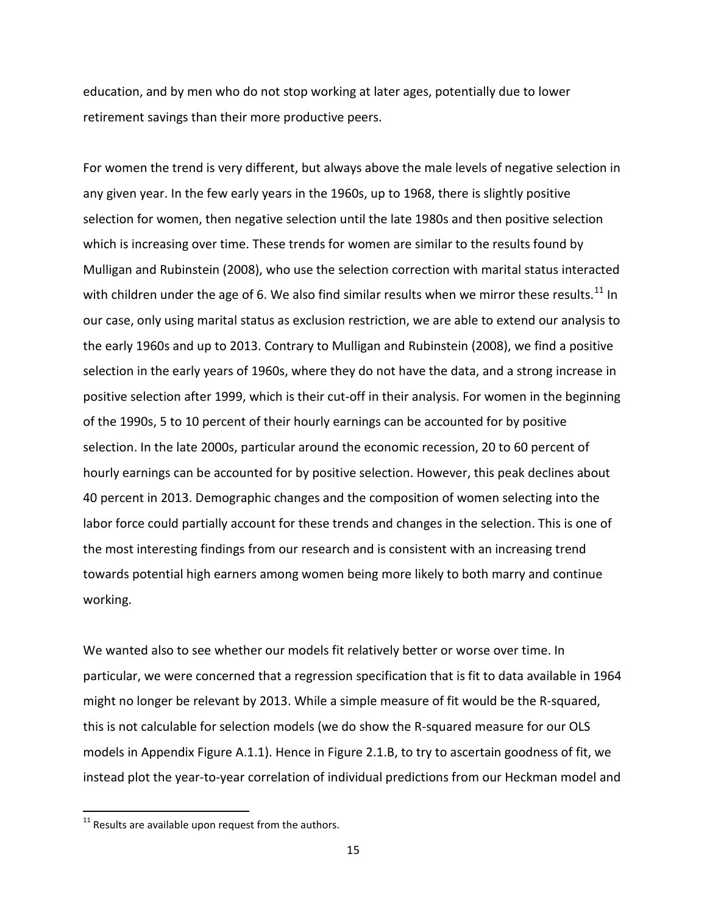education, and by men who do not stop working at later ages, potentially due to lower retirement savings than their more productive peers.

For women the trend is very different, but always above the male levels of negative selection in any given year. In the few early years in the 1960s, up to 1968, there is slightly positive selection for women, then negative selection until the late 1980s and then positive selection which is increasing over time. These trends for women are similar to the results found by Mulligan and Rubinstein (2008), who use the selection correction with marital status interacted with children under the age of 6. We also find similar results when we mirror these results.[11] In our case, only using marital status as exclusion restriction, we are able to extend our analysis to the early 1960s and up to 2013. Contrary to Mulligan and Rubinstein (2008), we find a positive selection in the early years of 1960s, where they do not have the data, and a strong increase in positive selection after 1999, which is their cut-off in their analysis. For women in the beginning of the 1990s, 5 to 10 percent of their hourly earnings can be accounted for by positive selection. In the late 2000s, particular around the economic recession, 20 to 60 percent of hourly earnings can be accounted for by positive selection. However, this peak declines about 40 percent in 2013. Demographic changes and the composition of women selecting into the labor force could partially account for these trends and changes in the selection. This is one of the most interesting findings from our research and is consistent with an increasing trend towards potential high earners among women being more likely to both marry and continue working.

We wanted also to see whether our models fit relatively better or worse over time. In particular, we were concerned that a regression specification that is fit to data available in 1964 might no longer be relevant by 2013. While a simple measure of fit would be the R-squared, this is not calculable for selection models (we do show the R-squared measure for our OLS models in Appendix Figure A.1.1). Hence in Figure 2.1.B, to try to ascertain goodness of fit, we instead plot the year-to-year correlation of individual predictions from our Heckman model and

[11] Results are available upon request from the authors.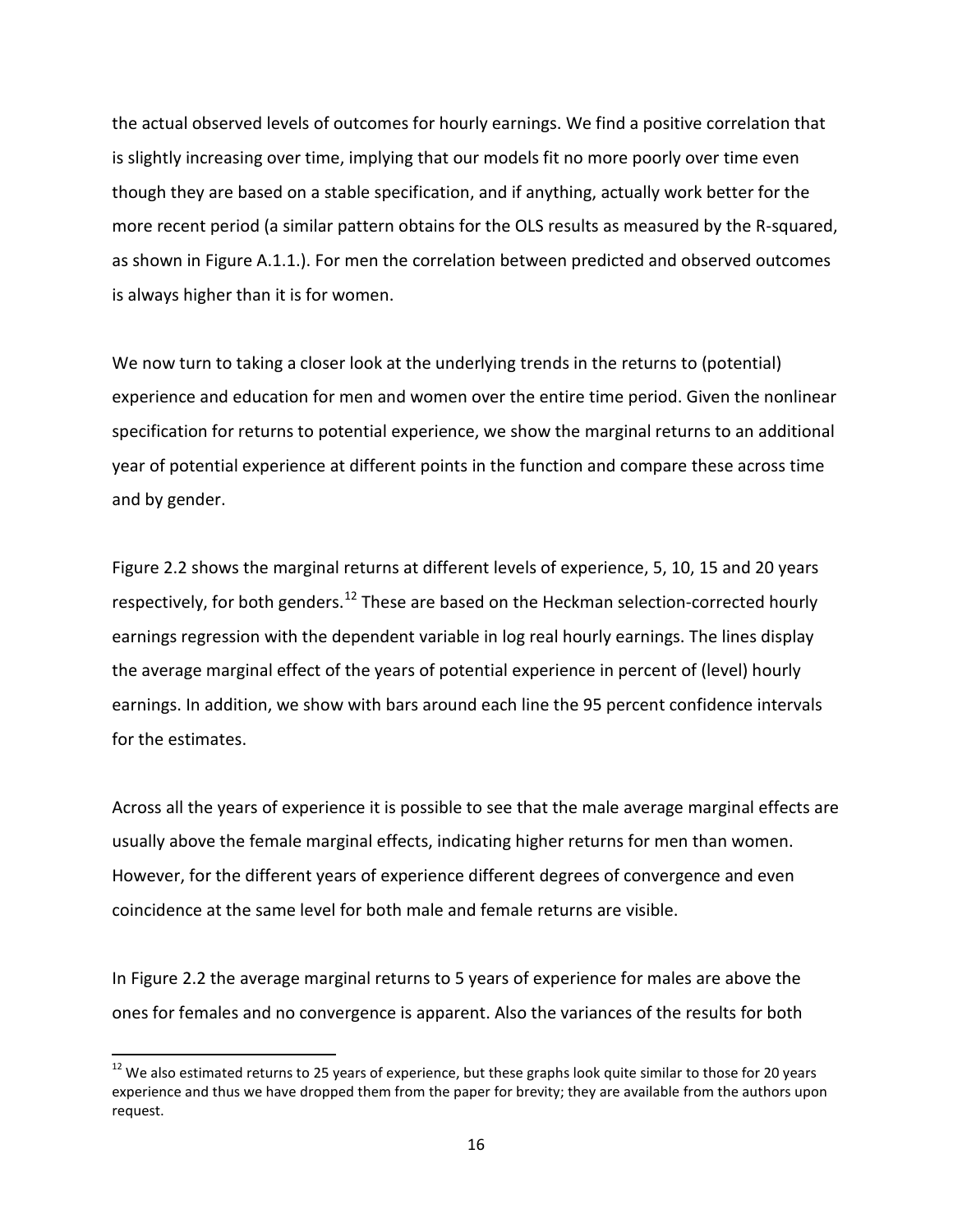the actual observed levels of outcomes for hourly earnings. We find a positive correlation that is slightly increasing over time, implying that our models fit no more poorly over time even though they are based on a stable specification, and if anything, actually work better for the more recent period (a similar pattern obtains for the OLS results as measured by the R-squared, as shown in Figure A.1.1.). For men the correlation between predicted and observed outcomes is always higher than it is for women.

We now turn to taking a closer look at the underlying trends in the returns to (potential) experience and education for men and women over the entire time period. Given the nonlinear specification for returns to potential experience, we show the marginal returns to an additional year of potential experience at different points in the function and compare these across time and by gender.

Figure 2.2 shows the marginal returns at different levels of experience, 5, 10, 15 and 20 years respectively, for both genders.[12] These are based on the Heckman selection-corrected hourly earnings regression with the dependent variable in log real hourly earnings. The lines display the average marginal effect of the years of potential experience in percent of (level) hourly earnings. In addition, we show with bars around each line the 95 percent confidence intervals for the estimates.

Across all the years of experience it is possible to see that the male average marginal effects are usually above the female marginal effects, indicating higher returns for men than women. However, for the different years of experience different degrees of convergence and even coincidence at the same level for both male and female returns are visible.

In Figure 2.2 the average marginal returns to 5 years of experience for males are above the ones for females and no convergence is apparent. Also the variances of the results for both

[12] We also estimated returns to 25 years of experience, but these graphs look quite similar to those for 20 years experience and thus we have dropped them from the paper for brevity; they are available from the authors upon request.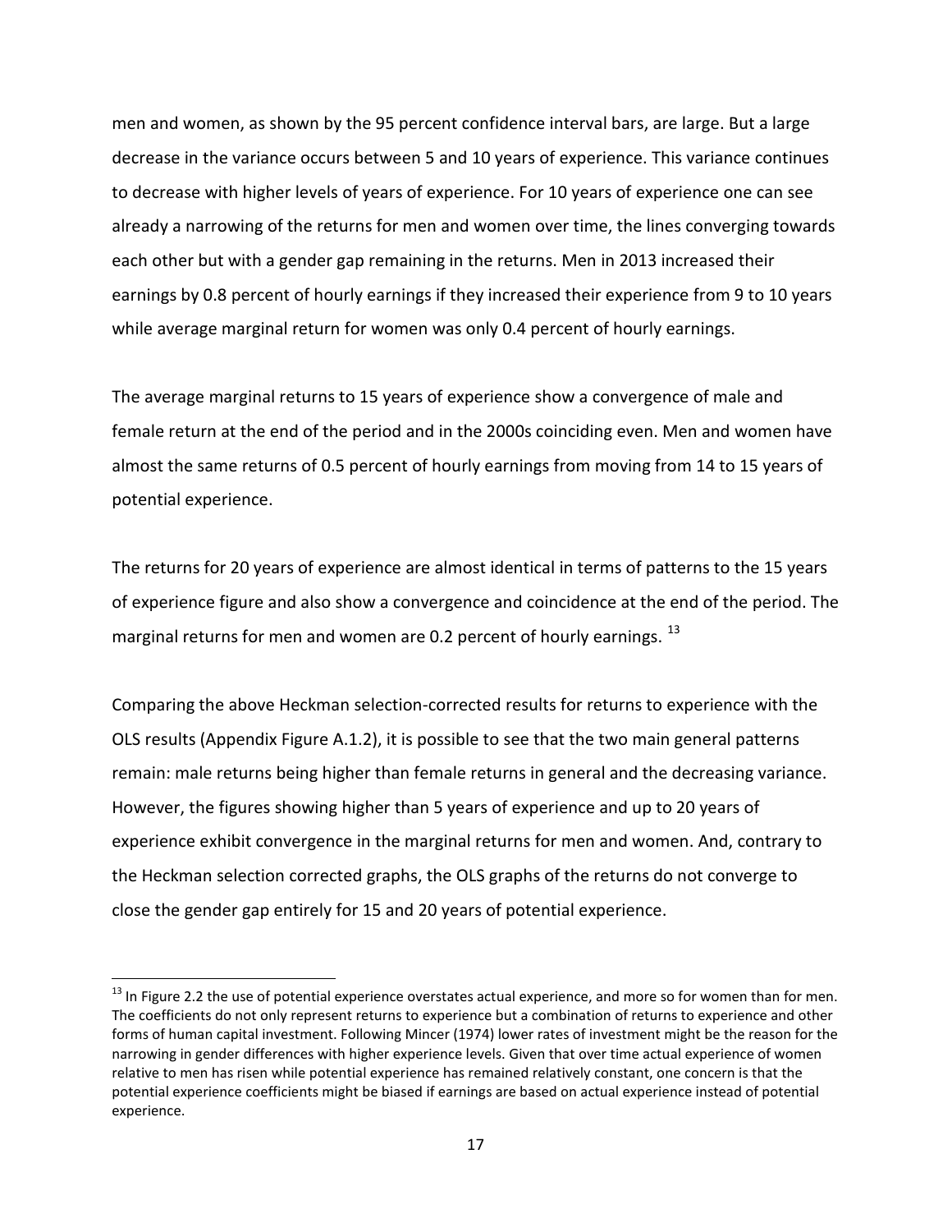men and women, as shown by the 95 percent confidence interval bars, are large. But a large decrease in the variance occurs between 5 and 10 years of experience. This variance continues to decrease with higher levels of years of experience. For 10 years of experience one can see already a narrowing of the returns for men and women over time, the lines converging towards each other but with a gender gap remaining in the returns. Men in 2013 increased their earnings by 0.8 percent of hourly earnings if they increased their experience from 9 to 10 years while average marginal return for women was only 0.4 percent of hourly earnings.

The average marginal returns to 15 years of experience show a convergence of male and female return at the end of the period and in the 2000s coinciding even. Men and women have almost the same returns of 0.5 percent of hourly earnings from moving from 14 to 15 years of potential experience.

The returns for 20 years of experience are almost identical in terms of patterns to the 15 years of experience figure and also show a convergence and coincidence at the end of the period. The marginal returns for men and women are 0.2 percent of hourly earnings. [13]

Comparing the above Heckman selection-corrected results for returns to experience with the OLS results (Appendix Figure A.1.2), it is possible to see that the two main general patterns remain: male returns being higher than female returns in general and the decreasing variance. However, the figures showing higher than 5 years of experience and up to 20 years of experience exhibit convergence in the marginal returns for men and women. And, contrary to the Heckman selection corrected graphs, the OLS graphs of the returns do not converge to close the gender gap entirely for 15 and 20 years of potential experience.

[13] In Figure 2.2 the use of potential experience overstates actual experience, and more so for women than for men. The coefficients do not only represent returns to experience but a combination of returns to experience and other forms of human capital investment. Following Mincer (1974) lower rates of investment might be the reason for the narrowing in gender differences with higher experience levels. Given that over time actual experience of women relative to men has risen while potential experience has remained relatively constant, one concern is that the potential experience coefficients might be biased if earnings are based on actual experience instead of potential experience.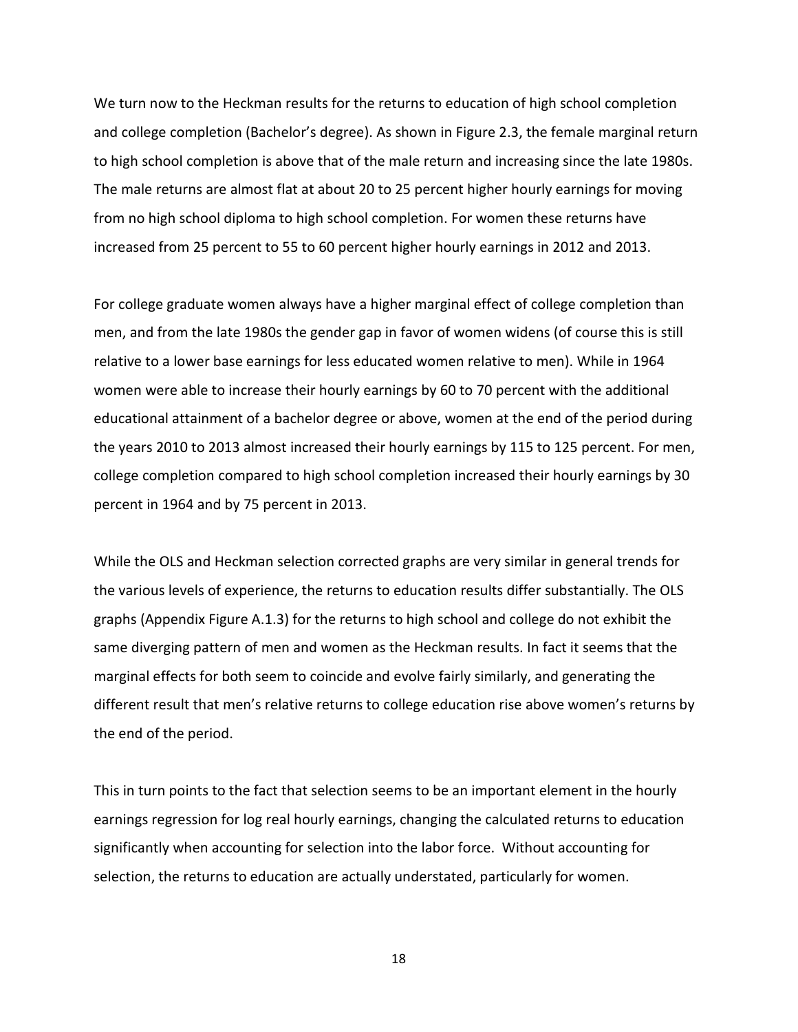We turn now to the Heckman results for the returns to education of high school completion and college completion (Bachelor's degree). As shown in Figure 2.3, the female marginal return to high school completion is above that of the male return and increasing since the late 1980s. The male returns are almost flat at about 20 to 25 percent higher hourly earnings for moving from no high school diploma to high school completion. For women these returns have increased from 25 percent to 55 to 60 percent higher hourly earnings in 2012 and 2013.

For college graduate women always have a higher marginal effect of college completion than men, and from the late 1980s the gender gap in favor of women widens (of course this is still relative to a lower base earnings for less educated women relative to men). While in 1964 women were able to increase their hourly earnings by 60 to 70 percent with the additional educational attainment of a bachelor degree or above, women at the end of the period during the years 2010 to 2013 almost increased their hourly earnings by 115 to 125 percent. For men, college completion compared to high school completion increased their hourly earnings by 30 percent in 1964 and by 75 percent in 2013.

While the OLS and Heckman selection corrected graphs are very similar in general trends for the various levels of experience, the returns to education results differ substantially. The OLS graphs (Appendix Figure A.1.3) for the returns to high school and college do not exhibit the same diverging pattern of men and women as the Heckman results. In fact it seems that the marginal effects for both seem to coincide and evolve fairly similarly, and generating the different result that men's relative returns to college education rise above women's returns by the end of the period.

This in turn points to the fact that selection seems to be an important element in the hourly earnings regression for log real hourly earnings, changing the calculated returns to education significantly when accounting for selection into the labor force. Without accounting for selection, the returns to education are actually understated, particularly for women.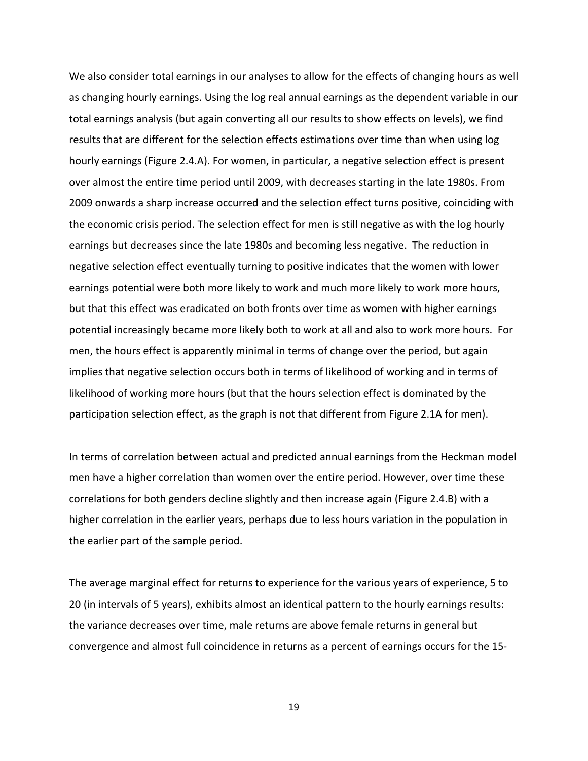We also consider total earnings in our analyses to allow for the effects of changing hours as well as changing hourly earnings. Using the log real annual earnings as the dependent variable in our total earnings analysis (but again converting all our results to show effects on levels), we find results that are different for the selection effects estimations over time than when using log hourly earnings (Figure 2.4.A). For women, in particular, a negative selection effect is present over almost the entire time period until 2009, with decreases starting in the late 1980s. From 2009 onwards a sharp increase occurred and the selection effect turns positive, coinciding with the economic crisis period. The selection effect for men is still negative as with the log hourly earnings but decreases since the late 1980s and becoming less negative. The reduction in negative selection effect eventually turning to positive indicates that the women with lower earnings potential were both more likely to work and much more likely to work more hours, but that this effect was eradicated on both fronts over time as women with higher earnings potential increasingly became more likely both to work at all and also to work more hours. For men, the hours effect is apparently minimal in terms of change over the period, but again implies that negative selection occurs both in terms of likelihood of working and in terms of likelihood of working more hours (but that the hours selection effect is dominated by the participation selection effect, as the graph is not that different from Figure 2.1A for men).

In terms of correlation between actual and predicted annual earnings from the Heckman model men have a higher correlation than women over the entire period. However, over time these correlations for both genders decline slightly and then increase again (Figure 2.4.B) with a higher correlation in the earlier years, perhaps due to less hours variation in the population in the earlier part of the sample period.

The average marginal effect for returns to experience for the various years of experience, 5 to 20 (in intervals of 5 years), exhibits almost an identical pattern to the hourly earnings results: the variance decreases over time, male returns are above female returns in general but convergence and almost full coincidence in returns as a percent of earnings occurs for the 15-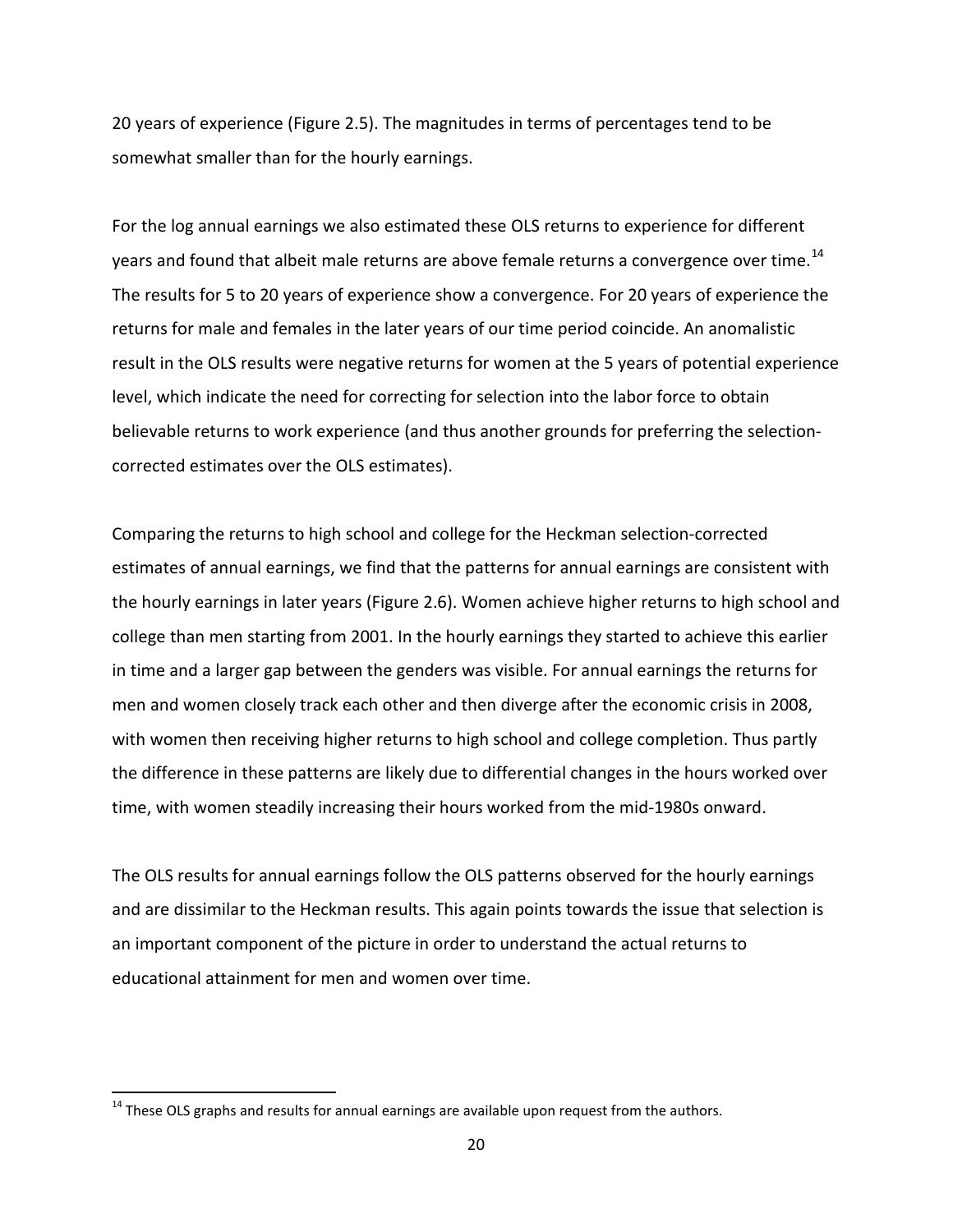20 years of experience (Figure 2.5). The magnitudes in terms of percentages tend to be somewhat smaller than for the hourly earnings.

For the log annual earnings we also estimated these OLS returns to experience for different years and found that albeit male returns are above female returns a convergence over time.[14] The results for 5 to 20 years of experience show a convergence. For 20 years of experience the returns for male and females in the later years of our time period coincide. An anomalistic result in the OLS results were negative returns for women at the 5 years of potential experience level, which indicate the need for correcting for selection into the labor force to obtain believable returns to work experience (and thus another grounds for preferring the selection-corrected estimates over the OLS estimates).

Comparing the returns to high school and college for the Heckman selection-corrected estimates of annual earnings, we find that the patterns for annual earnings are consistent with the hourly earnings in later years (Figure 2.6). Women achieve higher returns to high school and college than men starting from 2001. In the hourly earnings they started to achieve this earlier in time and a larger gap between the genders was visible. For annual earnings the returns for men and women closely track each other and then diverge after the economic crisis in 2008, with women then receiving higher returns to high school and college completion. Thus partly the difference in these patterns are likely due to differential changes in the hours worked over time, with women steadily increasing their hours worked from the mid-1980s onward.

The OLS results for annual earnings follow the OLS patterns observed for the hourly earnings and are dissimilar to the Heckman results. This again points towards the issue that selection is an important component of the picture in order to understand the actual returns to educational attainment for men and women over time.

---

[14] These OLS graphs and results for annual earnings are available upon request from the authors.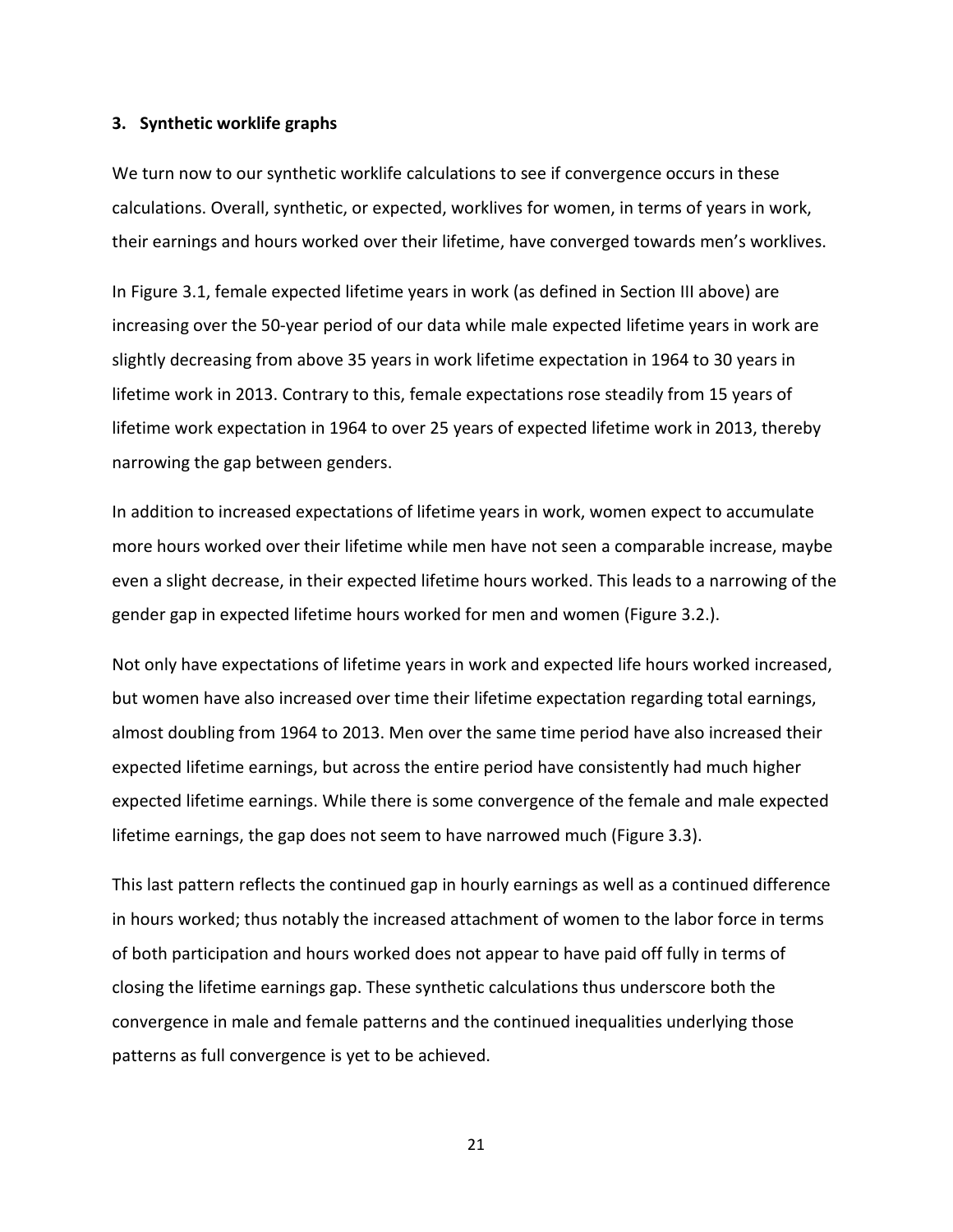### 3. Synthetic worklife graphs

We turn now to our synthetic worklife calculations to see if convergence occurs in these calculations. Overall, synthetic, or expected, worklives for women, in terms of years in work, their earnings and hours worked over their lifetime, have converged towards men's worklives.

In Figure 3.1, female expected lifetime years in work (as defined in Section III above) are increasing over the 50-year period of our data while male expected lifetime years in work are slightly decreasing from above 35 years in work lifetime expectation in 1964 to 30 years in lifetime work in 2013. Contrary to this, female expectations rose steadily from 15 years of lifetime work expectation in 1964 to over 25 years of expected lifetime work in 2013, thereby narrowing the gap between genders.

In addition to increased expectations of lifetime years in work, women expect to accumulate more hours worked over their lifetime while men have not seen a comparable increase, maybe even a slight decrease, in their expected lifetime hours worked. This leads to a narrowing of the gender gap in expected lifetime hours worked for men and women (Figure 3.2.).

Not only have expectations of lifetime years in work and expected life hours worked increased, but women have also increased over time their lifetime expectation regarding total earnings, almost doubling from 1964 to 2013. Men over the same time period have also increased their expected lifetime earnings, but across the entire period have consistently had much higher expected lifetime earnings. While there is some convergence of the female and male expected lifetime earnings, the gap does not seem to have narrowed much (Figure 3.3).

This last pattern reflects the continued gap in hourly earnings as well as a continued difference in hours worked; thus notably the increased attachment of women to the labor force in terms of both participation and hours worked does not appear to have paid off fully in terms of closing the lifetime earnings gap. These synthetic calculations thus underscore both the convergence in male and female patterns and the continued inequalities underlying those patterns as full convergence is yet to be achieved.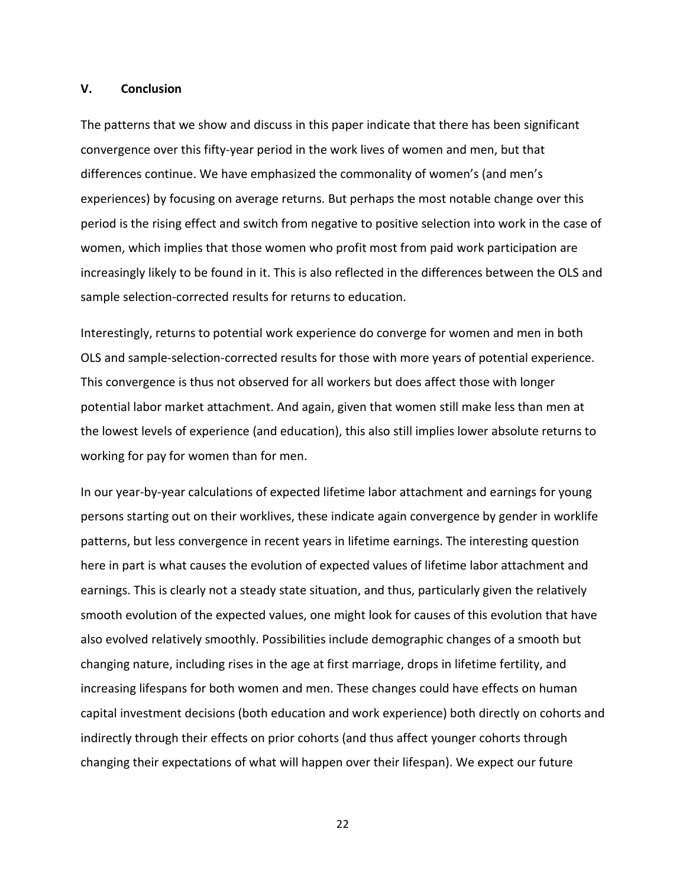## V. Conclusion

The patterns that we show and discuss in this paper indicate that there has been significant convergence over this fifty-year period in the work lives of women and men, but that differences continue. We have emphasized the commonality of women's (and men's experiences) by focusing on average returns. But perhaps the most notable change over this period is the rising effect and switch from negative to positive selection into work in the case of women, which implies that those women who profit most from paid work participation are increasingly likely to be found in it. This is also reflected in the differences between the OLS and sample selection-corrected results for returns to education.

Interestingly, returns to potential work experience do converge for women and men in both OLS and sample-selection-corrected results for those with more years of potential experience. This convergence is thus not observed for all workers but does affect those with longer potential labor market attachment. And again, given that women still make less than men at the lowest levels of experience (and education), this also still implies lower absolute returns to working for pay for women than for men.

In our year-by-year calculations of expected lifetime labor attachment and earnings for young persons starting out on their worklives, these indicate again convergence by gender in worklife patterns, but less convergence in recent years in lifetime earnings. The interesting question here in part is what causes the evolution of expected values of lifetime labor attachment and earnings. This is clearly not a steady state situation, and thus, particularly given the relatively smooth evolution of the expected values, one might look for causes of this evolution that have also evolved relatively smoothly. Possibilities include demographic changes of a smooth but changing nature, including rises in the age at first marriage, drops in lifetime fertility, and increasing lifespans for both women and men. These changes could have effects on human capital investment decisions (both education and work experience) both directly on cohorts and indirectly through their effects on prior cohorts (and thus affect younger cohorts through changing their expectations of what will happen over their lifespan). We expect our future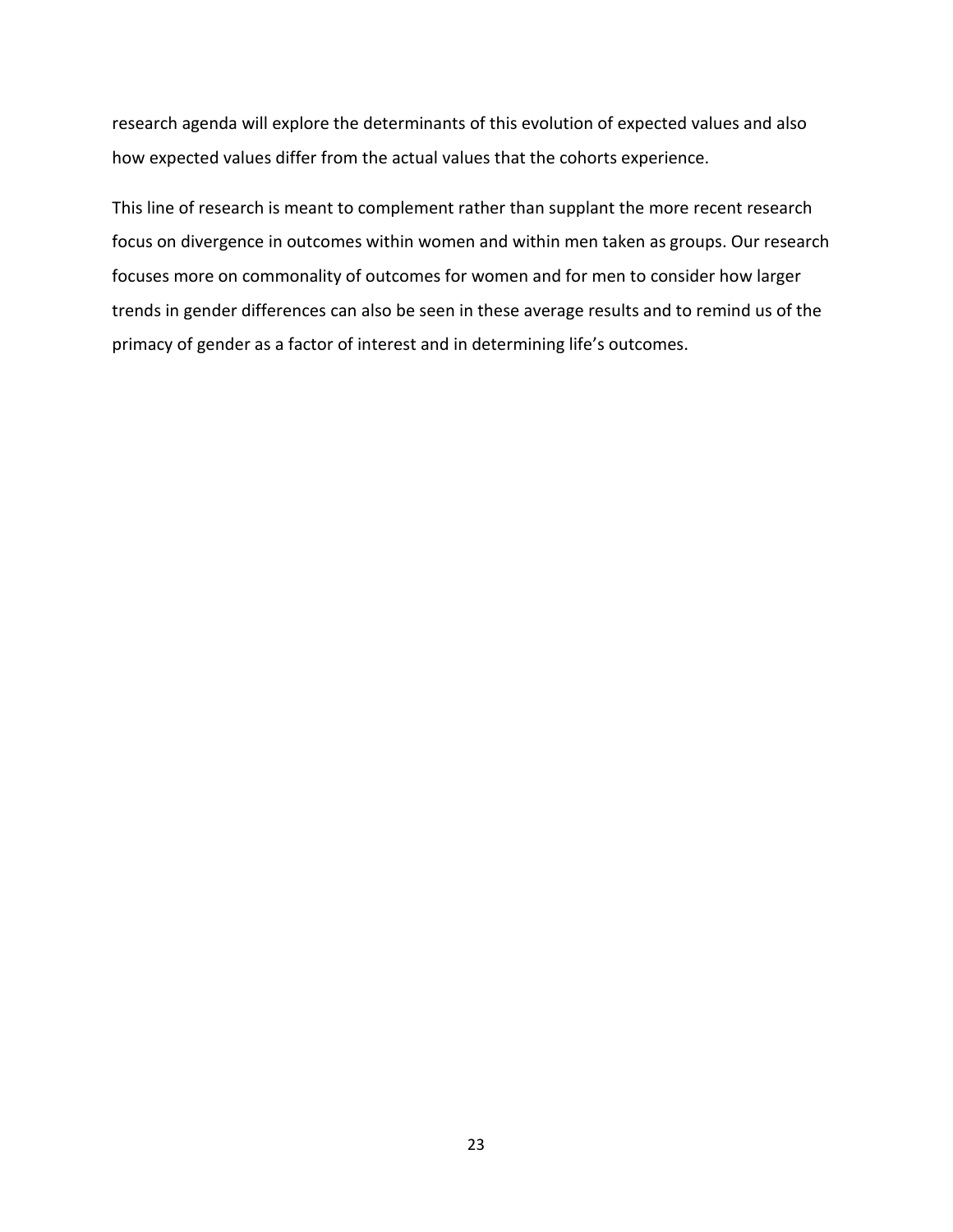research agenda will explore the determinants of this evolution of expected values and also how expected values differ from the actual values that the cohorts experience.

This line of research is meant to complement rather than supplant the more recent research focus on divergence in outcomes within women and within men taken as groups. Our research focuses more on commonality of outcomes for women and for men to consider how larger trends in gender differences can also be seen in these average results and to remind us of the primacy of gender as a factor of interest and in determining life's outcomes.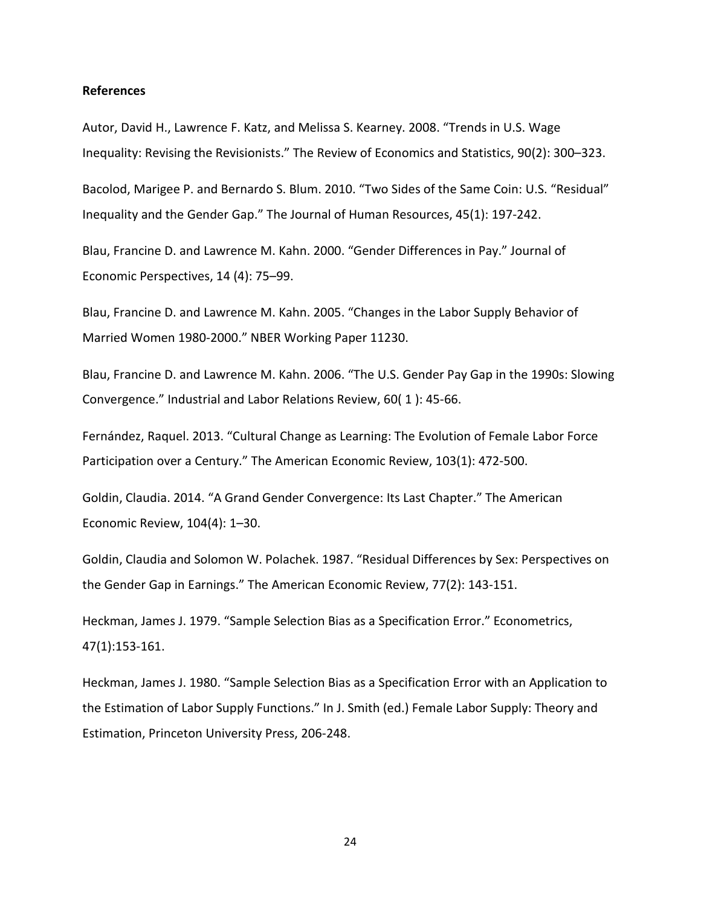**References**

Autor, David H., Lawrence F. Katz, and Melissa S. Kearney. 2008. “Trends in U.S. Wage Inequality: Revising the Revisionists.” The Review of Economics and Statistics, 90(2): 300–323.

Bacolod, Marigee P. and Bernardo S. Blum. 2010. “Two Sides of the Same Coin: U.S. “Residual” Inequality and the Gender Gap.” The Journal of Human Resources, 45(1): 197-242.

Blau, Francine D. and Lawrence M. Kahn. 2000. “Gender Differences in Pay.” Journal of Economic Perspectives, 14 (4): 75–99.

Blau, Francine D. and Lawrence M. Kahn. 2005. “Changes in the Labor Supply Behavior of Married Women 1980-2000.” NBER Working Paper 11230.

Blau, Francine D. and Lawrence M. Kahn. 2006. “The U.S. Gender Pay Gap in the 1990s: Slowing Convergence.” Industrial and Labor Relations Review, 60( 1 ): 45-66.

Fernández, Raquel. 2013. “Cultural Change as Learning: The Evolution of Female Labor Force Participation over a Century.” The American Economic Review, 103(1): 472-500.

Goldin, Claudia. 2014. “A Grand Gender Convergence: Its Last Chapter.” The American Economic Review, 104(4): 1–30.

Goldin, Claudia and Solomon W. Polachek. 1987. “Residual Differences by Sex: Perspectives on the Gender Gap in Earnings.” The American Economic Review, 77(2): 143-151.

Heckman, James J. 1979. “Sample Selection Bias as a Specification Error.” Econometrics, 47(1):153-161.

Heckman, James J. 1980. “Sample Selection Bias as a Specification Error with an Application to the Estimation of Labor Supply Functions.” In J. Smith (ed.) Female Labor Supply: Theory and Estimation, Princeton University Press, 206-248.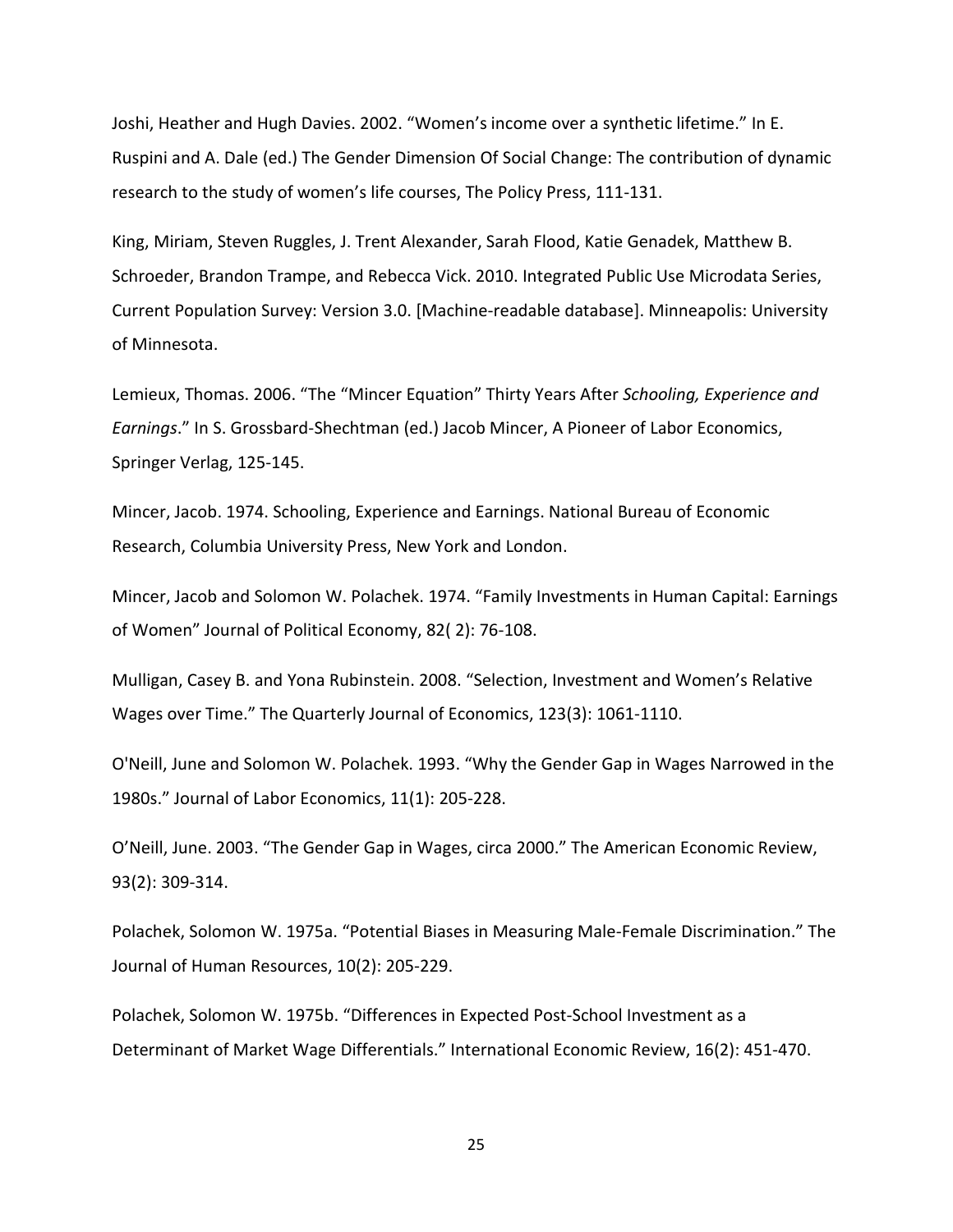Joshi, Heather and Hugh Davies. 2002. “Women’s income over a synthetic lifetime.” In E. Ruspini and A. Dale (ed.) The Gender Dimension Of Social Change: The contribution of dynamic research to the study of women’s life courses, The Policy Press, 111-131.

King, Miriam, Steven Ruggles, J. Trent Alexander, Sarah Flood, Katie Genadek, Matthew B. Schroeder, Brandon Trampe, and Rebecca Vick. 2010. Integrated Public Use Microdata Series, Current Population Survey: Version 3.0. [Machine-readable database]. Minneapolis: University of Minnesota.

Lemieux, Thomas. 2006. “The “Mincer Equation” Thirty Years After *Schooling, Experience and Earnings*.” In S. Grossbard-Shechtman (ed.) Jacob Mincer, A Pioneer of Labor Economics, Springer Verlag, 125-145.

Mincer, Jacob. 1974. Schooling, Experience and Earnings. National Bureau of Economic Research, Columbia University Press, New York and London.

Mincer, Jacob and Solomon W. Polachek. 1974. “Family Investments in Human Capital: Earnings of Women” Journal of Political Economy, 82( 2): 76-108.

Mulligan, Casey B. and Yona Rubinstein. 2008. “Selection, Investment and Women’s Relative Wages over Time.” The Quarterly Journal of Economics, 123(3): 1061-1110.

O'Neill, June and Solomon W. Polachek. 1993. “Why the Gender Gap in Wages Narrowed in the 1980s.” Journal of Labor Economics, 11(1): 205-228.

O’Neill, June. 2003. “The Gender Gap in Wages, circa 2000.” The American Economic Review, 93(2): 309-314.

Polachek, Solomon W. 1975a. “Potential Biases in Measuring Male-Female Discrimination.” The Journal of Human Resources, 10(2): 205-229.

Polachek, Solomon W. 1975b. “Differences in Expected Post-School Investment as a Determinant of Market Wage Differentials.” International Economic Review, 16(2): 451-470.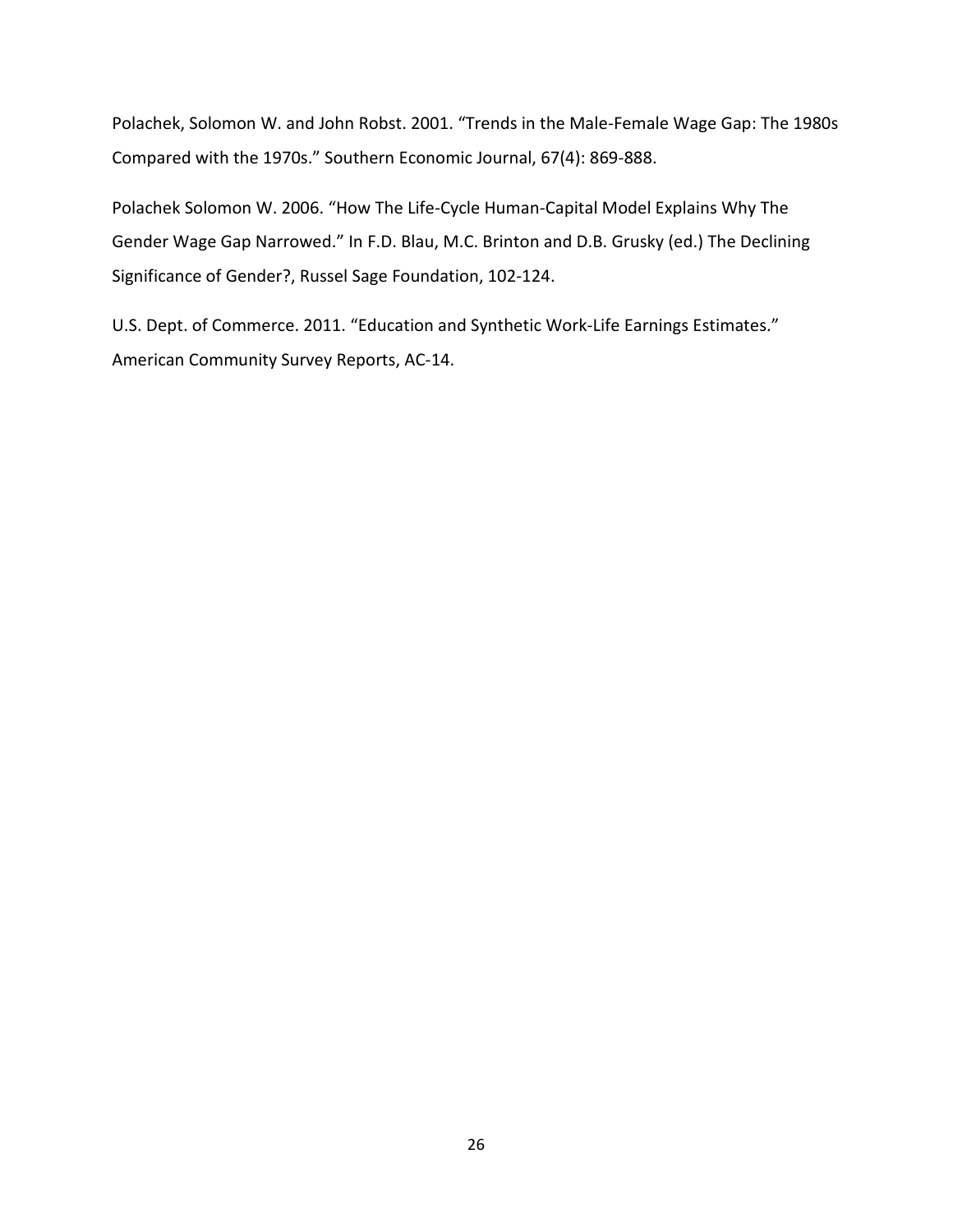Polachek, Solomon W. and John Robst. 2001. "Trends in the Male-Female Wage Gap: The 1980s Compared with the 1970s." Southern Economic Journal, 67(4): 869-888.

Polachek Solomon W. 2006. "How The Life-Cycle Human-Capital Model Explains Why The Gender Wage Gap Narrowed." In F.D. Blau, M.C. Brinton and D.B. Grusky (ed.) The Declining Significance of Gender?, Russel Sage Foundation, 102-124.

U.S. Dept. of Commerce. 2011. "Education and Synthetic Work-Life Earnings Estimates." American Community Survey Reports, AC-14.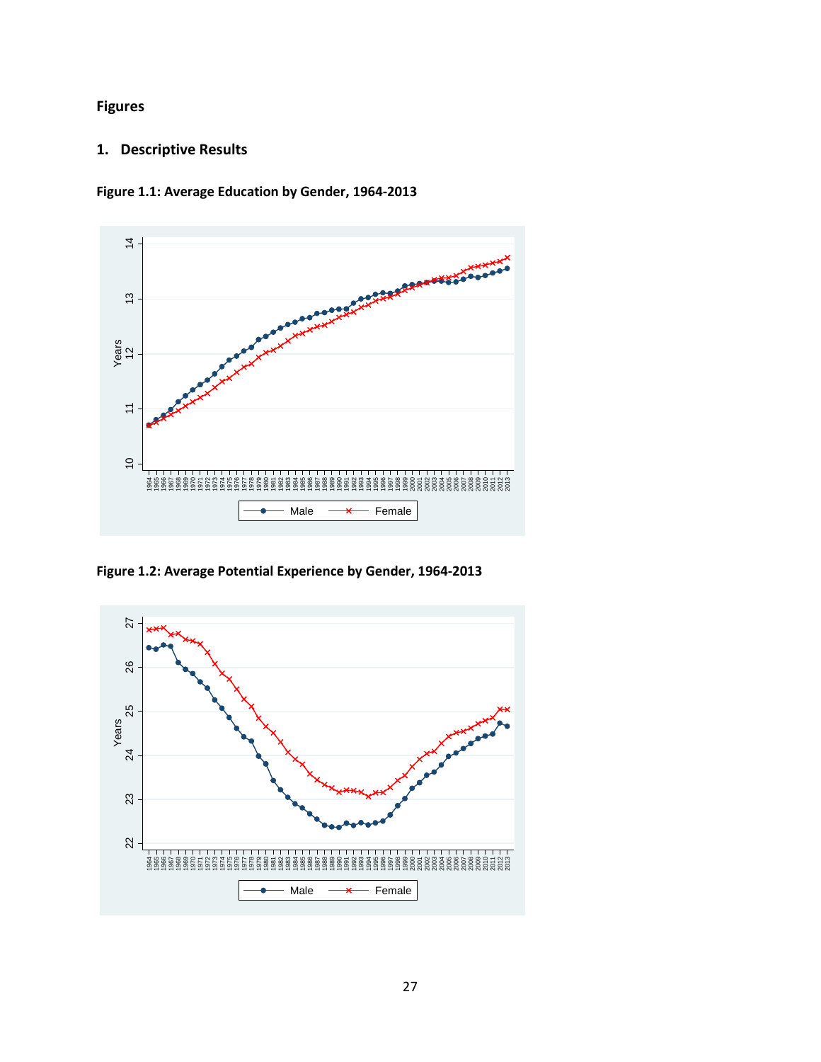# Figures

## 1. Descriptive Results

**Figure 1.1: Average Education by Gender, 1964-2013**

**Figure 1.2: Average Potential Experience by Gender, 1964-2013**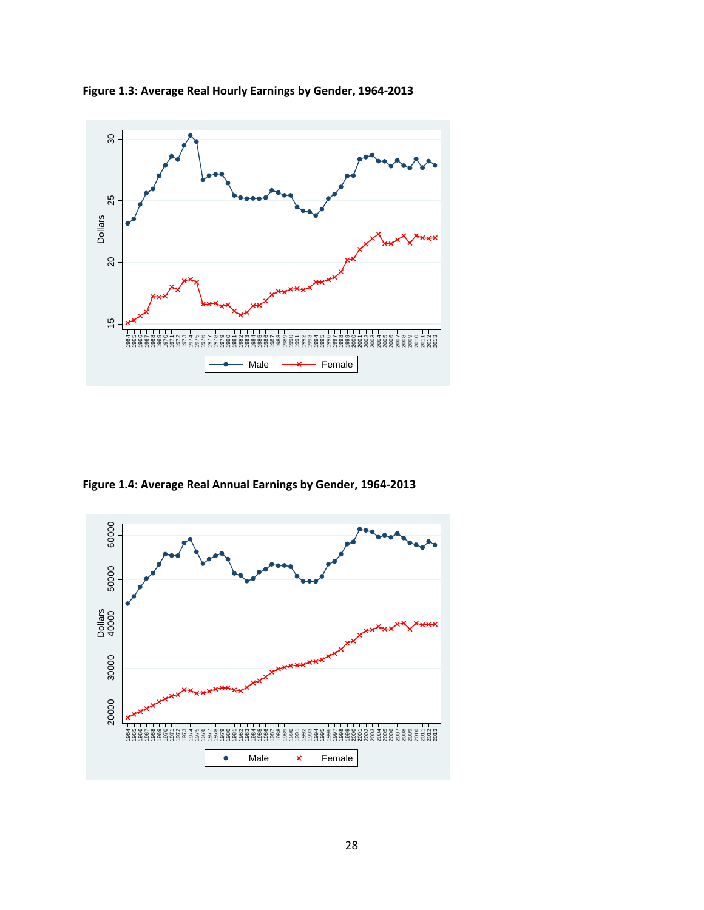**Figure 1.3: Average Real Hourly Earnings by Gender, 1964-2013**

**Figure 1.4: Average Real Annual Earnings by Gender, 1964-2013**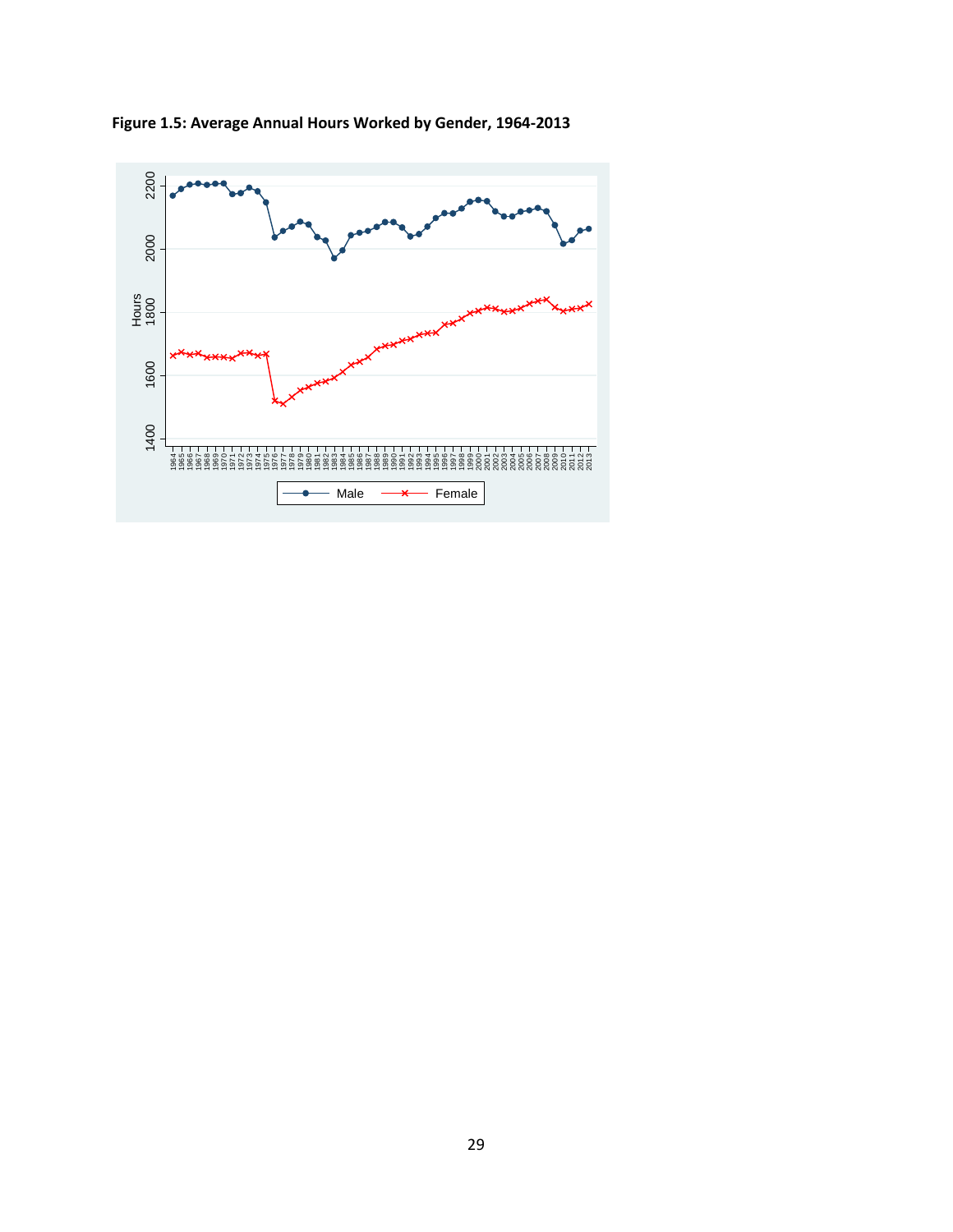**Figure 1.5: Average Annual Hours Worked by Gender, 1964-2013**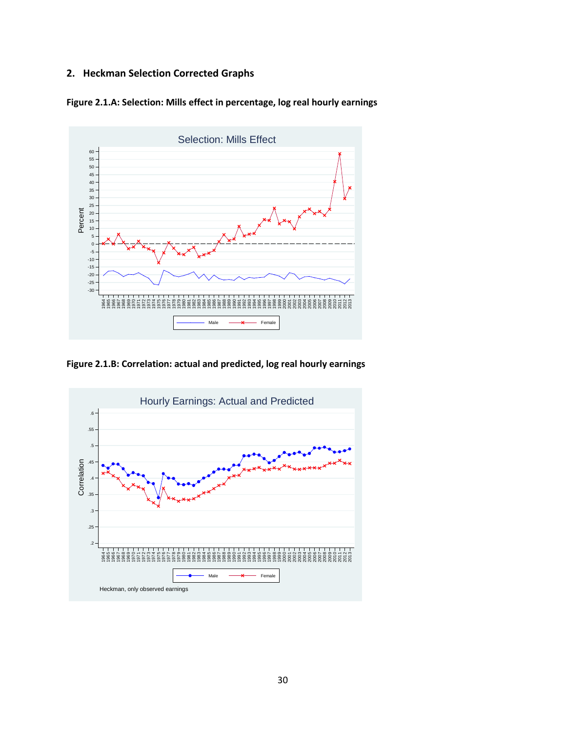## 2. Heckman Selection Corrected Graphs

**Figure 2.1.A: Selection: Mills effect in percentage, log real hourly earnings**

**Figure 2.1.B: Correlation: actual and predicted, log real hourly earnings**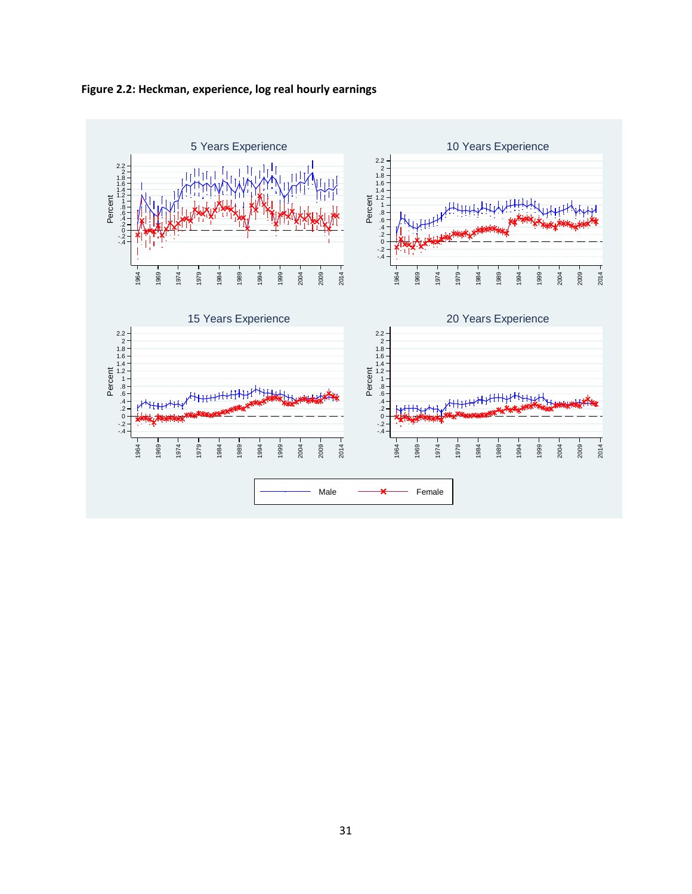**Figure 2.2: Heckman, experience, log real hourly earnings**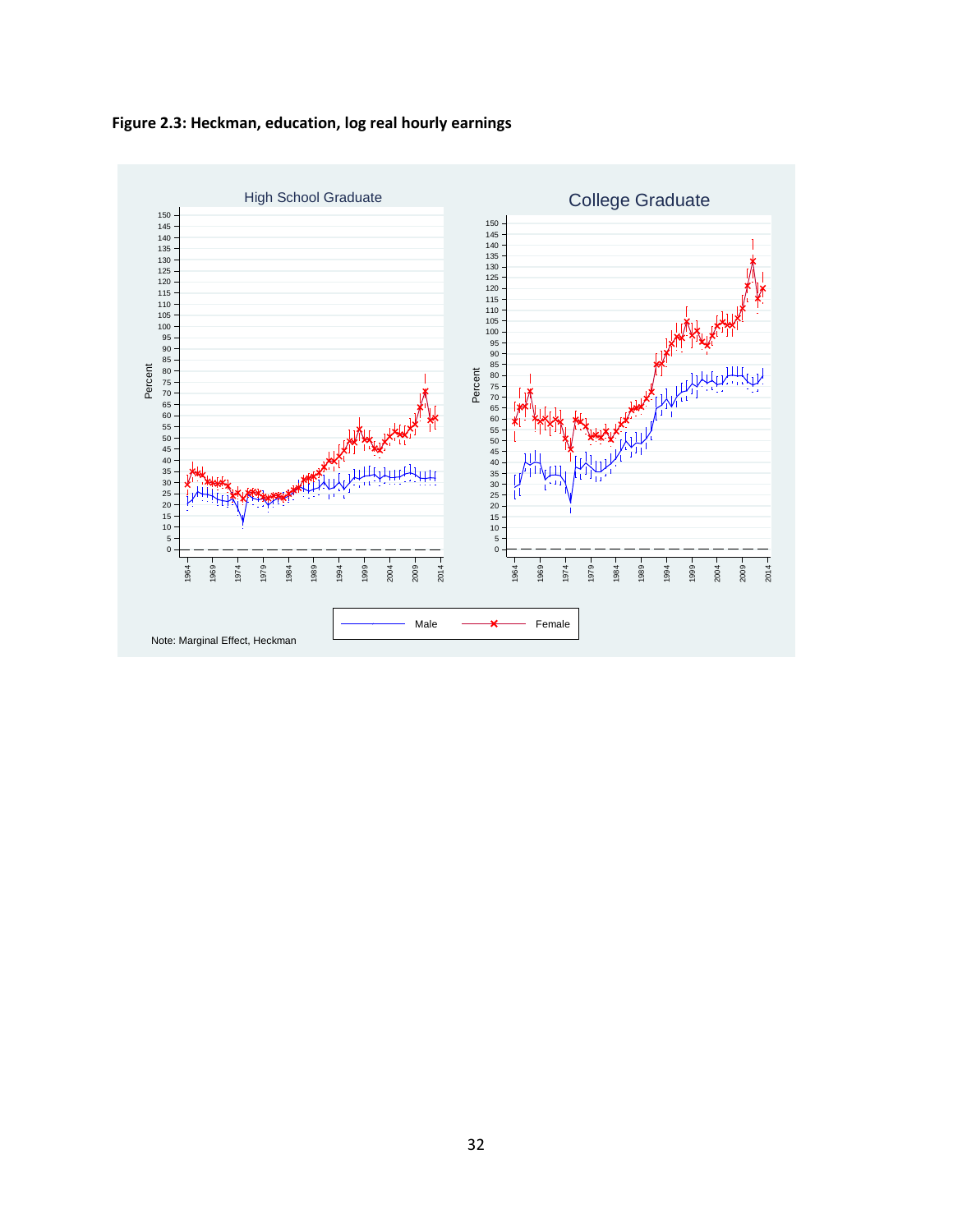**Figure 2.3: Heckman, education, log real hourly earnings**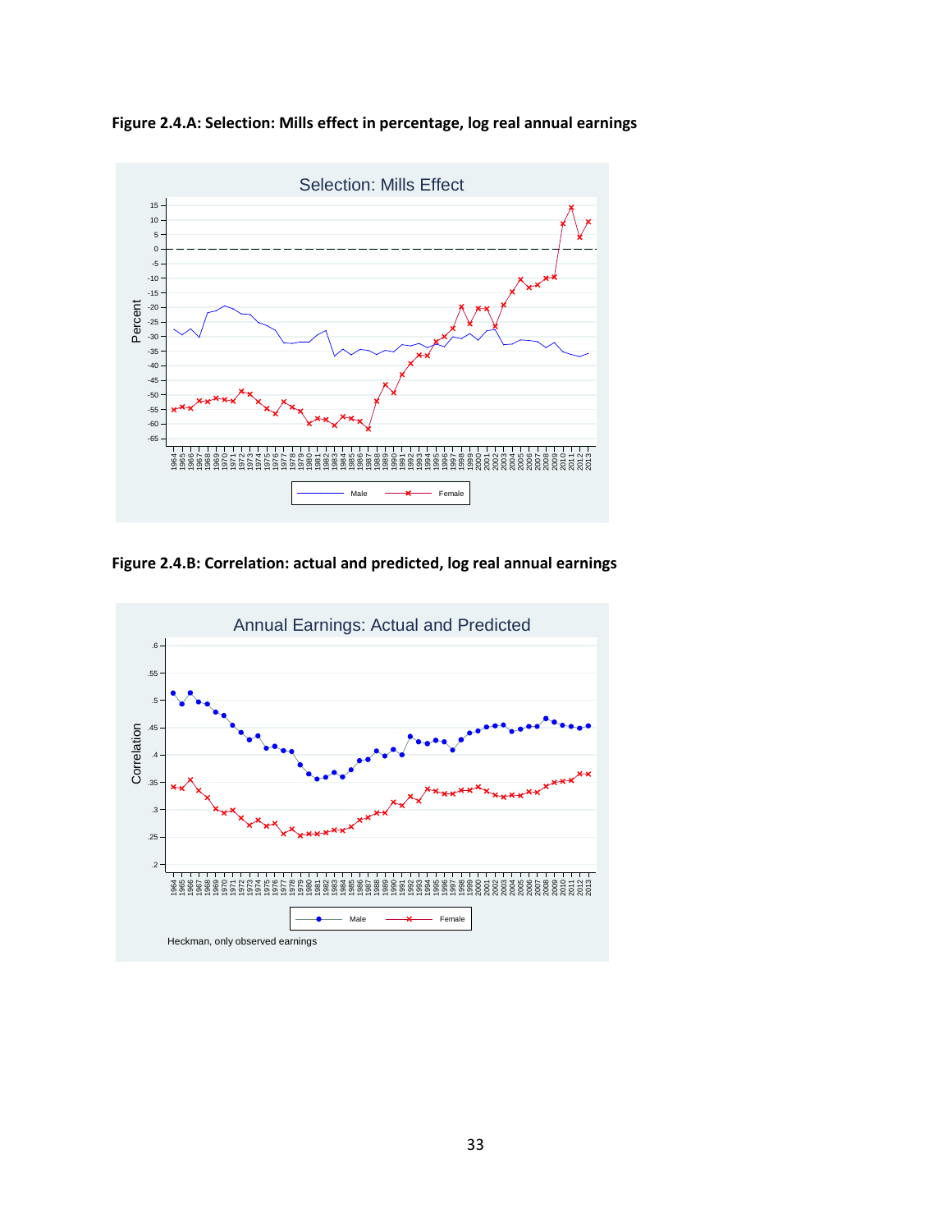**Figure 2.4.A: Selection: Mills effect in percentage, log real annual earnings**

**Figure 2.4.B: Correlation: actual and predicted, log real annual earnings**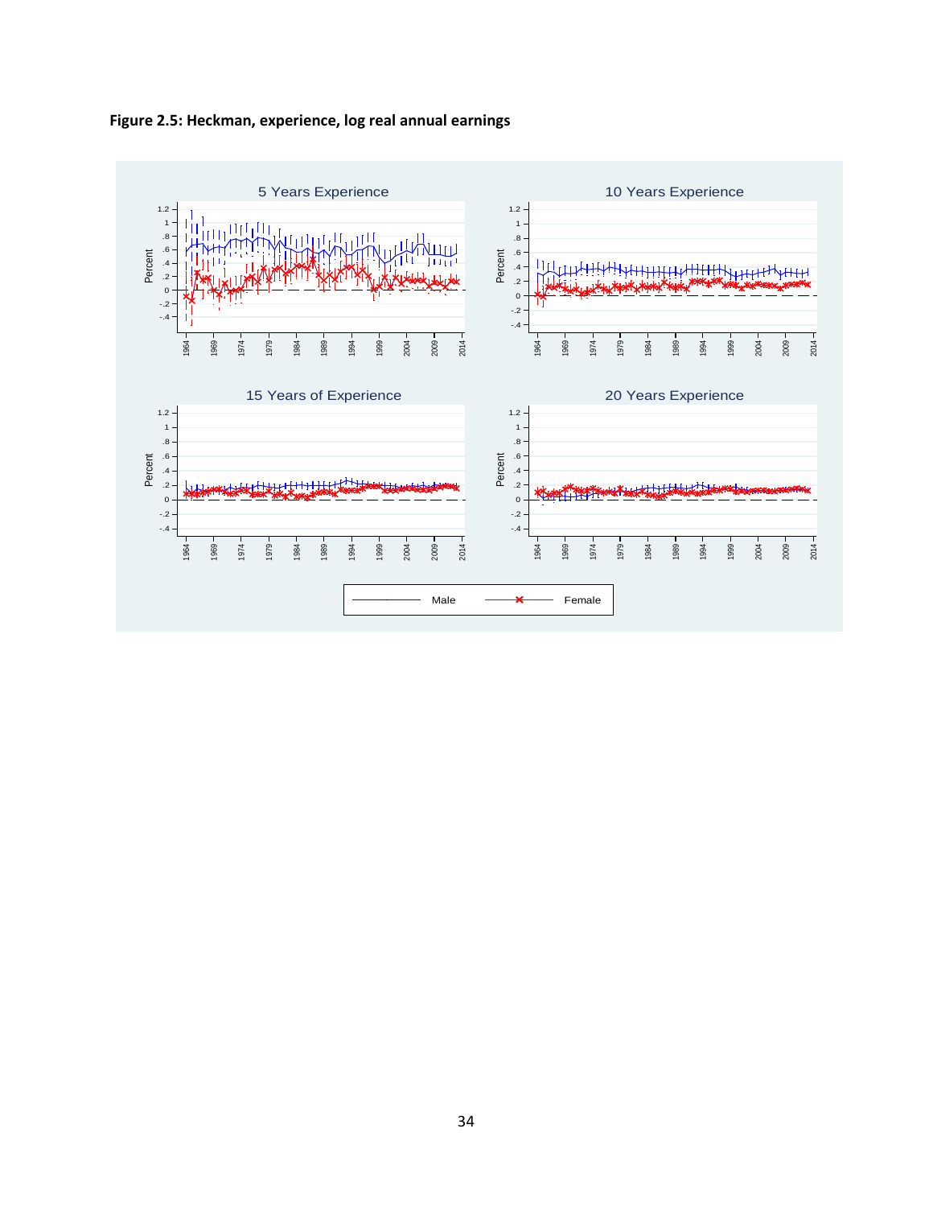**Figure 2.5: Heckman, experience, log real annual earnings**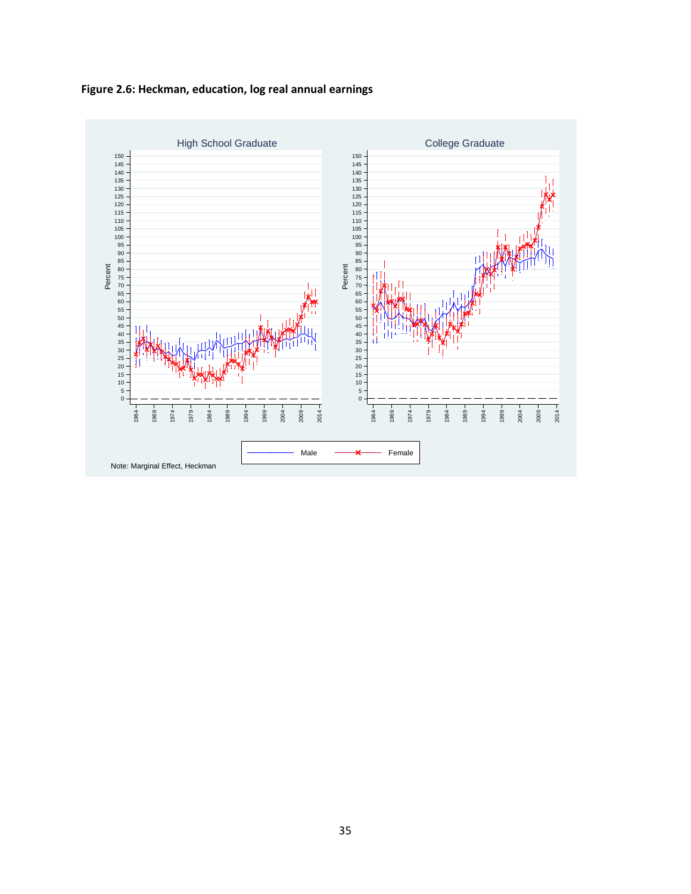**Figure 2.6: Heckman, education, log real annual earnings**

High School Graduate

College Graduate

Male — Female

Note: Marginal Effect, Heckman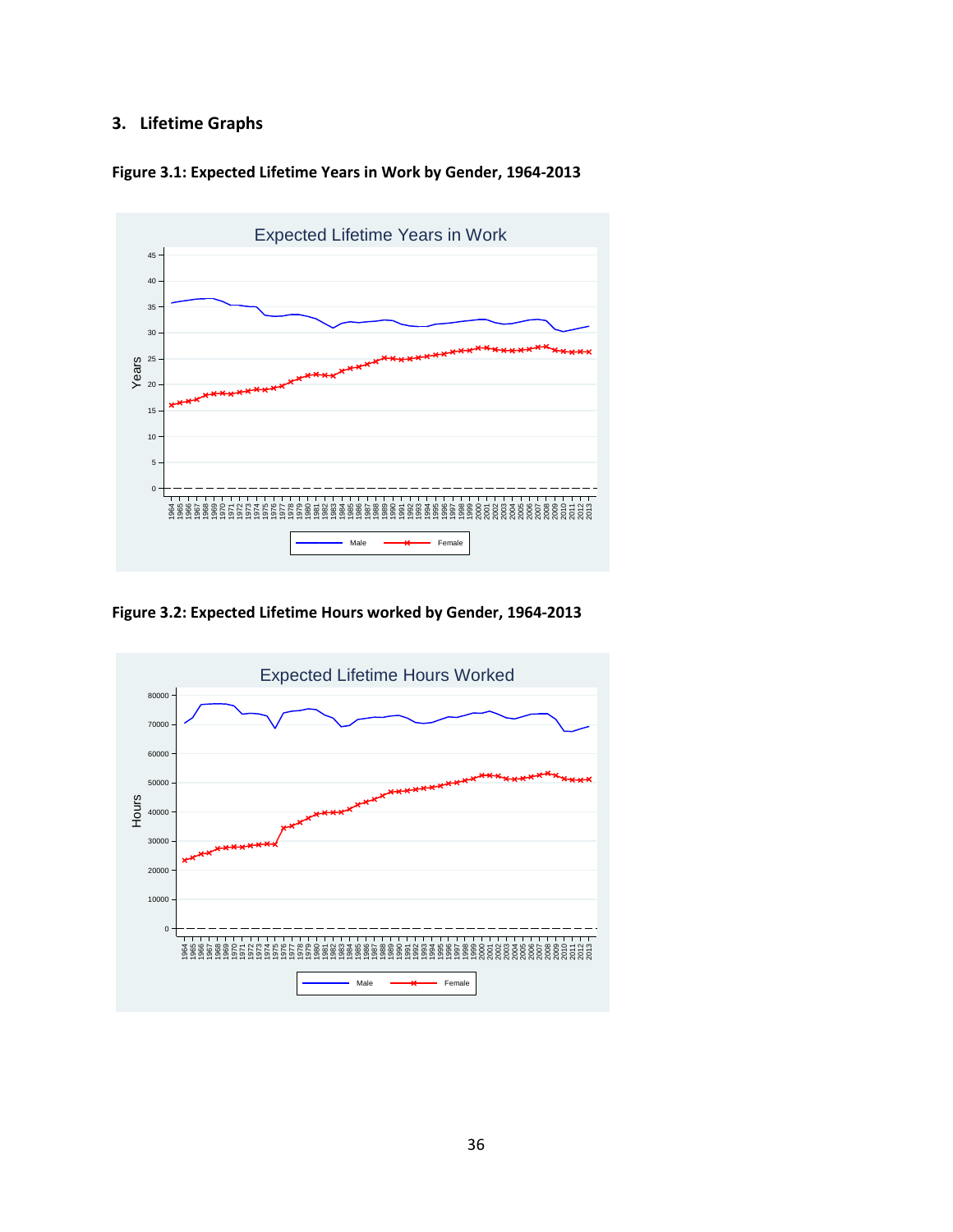## 3. Lifetime Graphs

**Figure 3.1: Expected Lifetime Years in Work by Gender, 1964-2013**

**Figure 3.2: Expected Lifetime Hours worked by Gender, 1964-2013**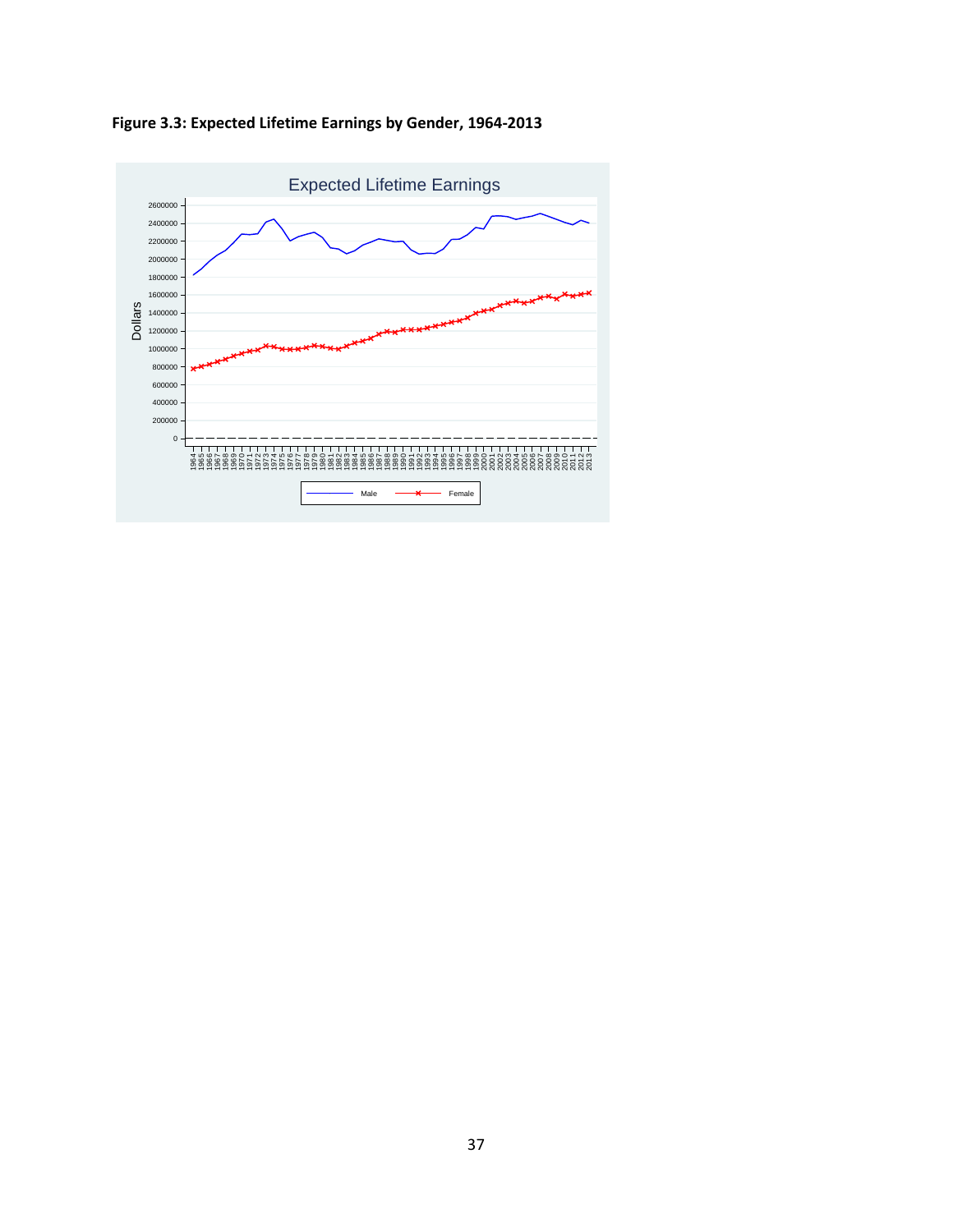**Figure 3.3: Expected Lifetime Earnings by Gender, 1964-2013**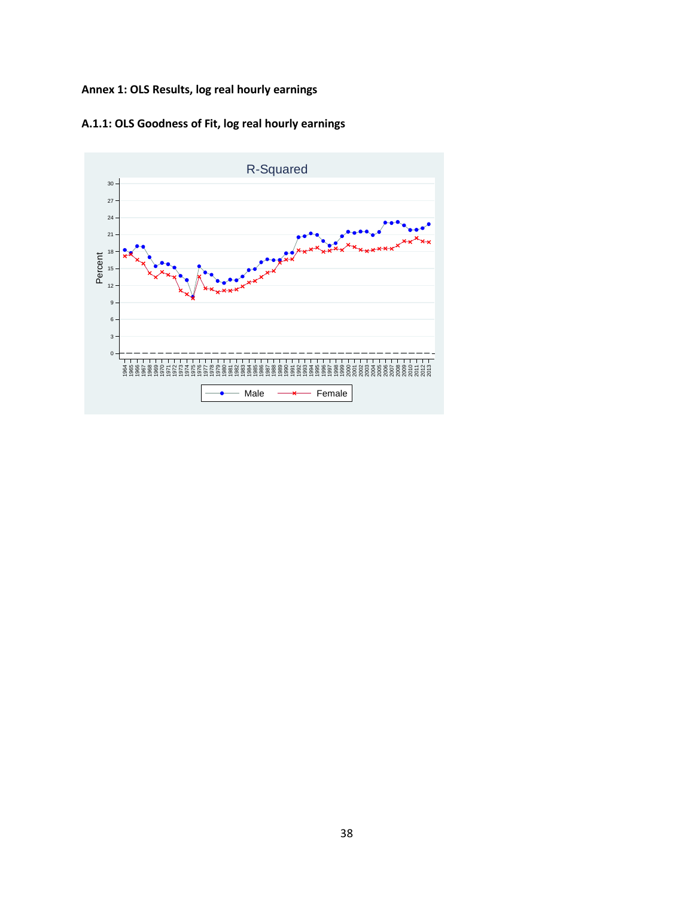## Annex 1: OLS Results, log real hourly earnings

### A.1.1: OLS Goodness of Fit, log real hourly earnings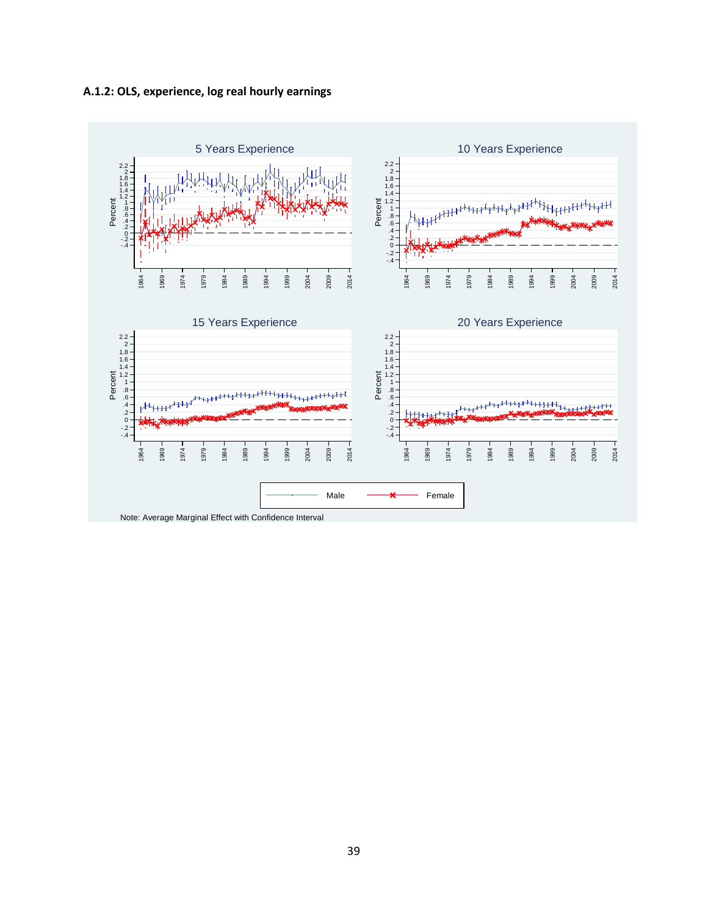**A.1.2: OLS, experience, log real hourly earnings**

5 Years Experience

10 Years Experience

15 Years Experience

20 Years Experience

Male Female

Note: Average Marginal Effect with Confidence Interval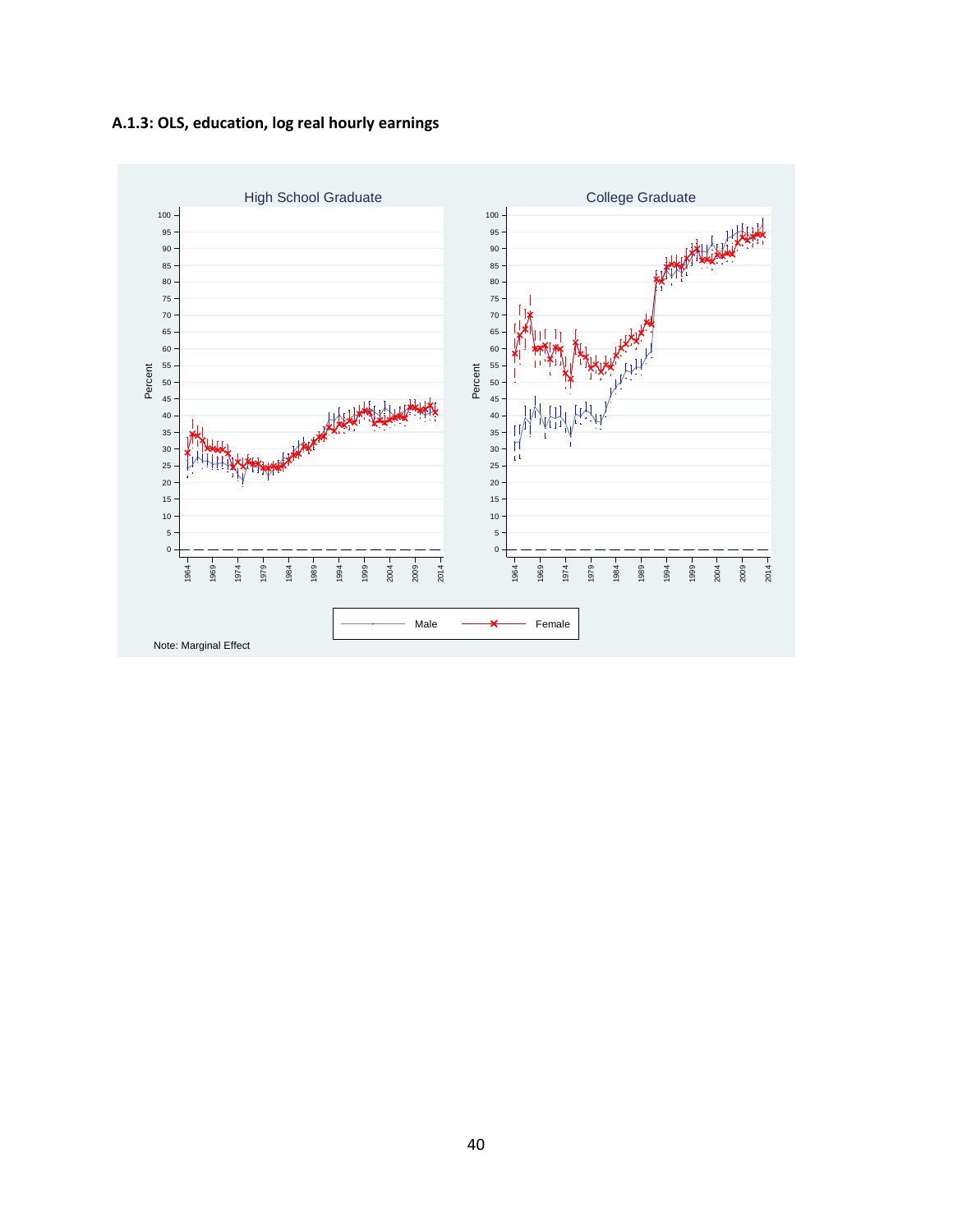**A.1.3: OLS, education, log real hourly earnings**

High School Graduate

College Graduate

Percent

0
5
10
15
20
25
30
35
40
45
50
55
60
65
70
75
80
85
90
95
100

1964
1969
1974
1979
1984
1989
1994
1999
2004
2009
2014

Male

Female

Note: Marginal Effect